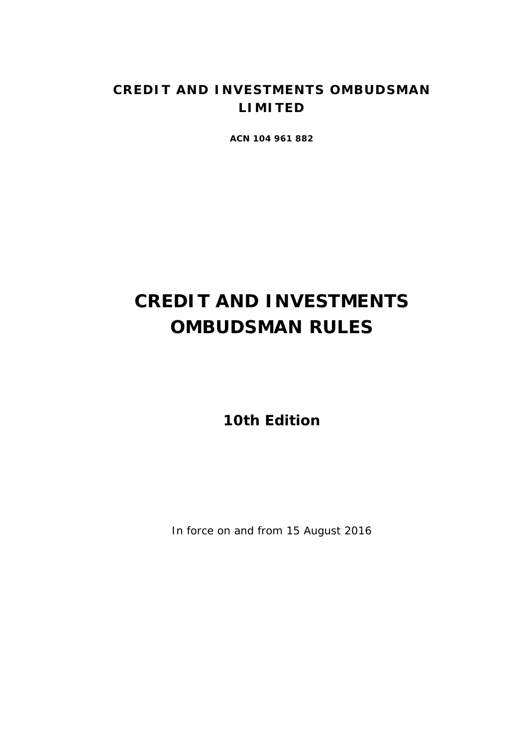**CREDIT AND INVESTMENTS OMBUDSMAN LIMITED**

**ACN 104 961 882**

# CREDIT AND INVESTMENTS OMBUDSMAN RULES

## 10th Edition

In force on and from 15 August 2016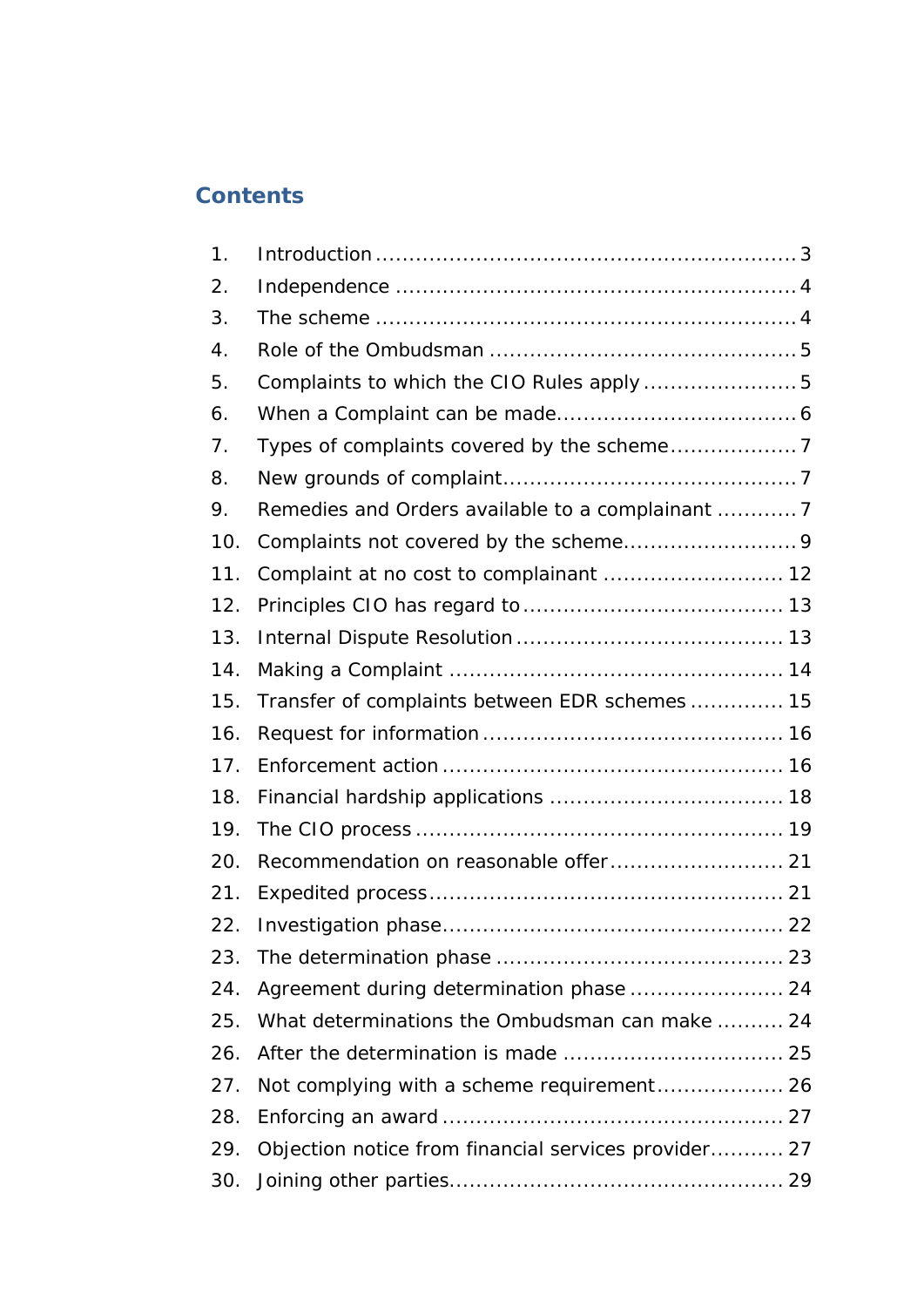## Contents

1. Introduction .............................................................. 3
2. Independence ........................................................... 4
3. The scheme .............................................................. 4
4. Role of the Ombudsman ............................................. 5
5. Complaints to which the CIO Rules apply ....................... 5
6. When a Complaint can be made.................................... 6
7. Types of complaints covered by the scheme................... 7
8. New grounds of complaint............................................ 7
9. Remedies and Orders available to a complainant ............ 7
10. Complaints not covered by the scheme.......................... 9
11. Complaint at no cost to complainant ........................... 12
12. Principles CIO has regard to ...................................... 13
13. Internal Dispute Resolution ....................................... 13
14. Making a Complaint ................................................. 14
15. Transfer of complaints between EDR schemes .............. 15
16. Request for information ............................................ 16
17. Enforcement action .................................................. 16
18. Financial hardship applications .................................. 18
19. The CIO process ...................................................... 19
20. Recommendation on reasonable offer .......................... 21
21. Expedited process .................................................... 21
22. Investigation phase................................................... 22
23. The determination phase .......................................... 23
24. Agreement during determination phase ....................... 24
25. What determinations the Ombudsman can make .......... 24
26. After the determination is made ................................ 25
27. Not complying with a scheme requirement................... 26
28. Enforcing an award .................................................. 27
29. Objection notice from financial services provider........... 27
30. Joining other parties................................................. 29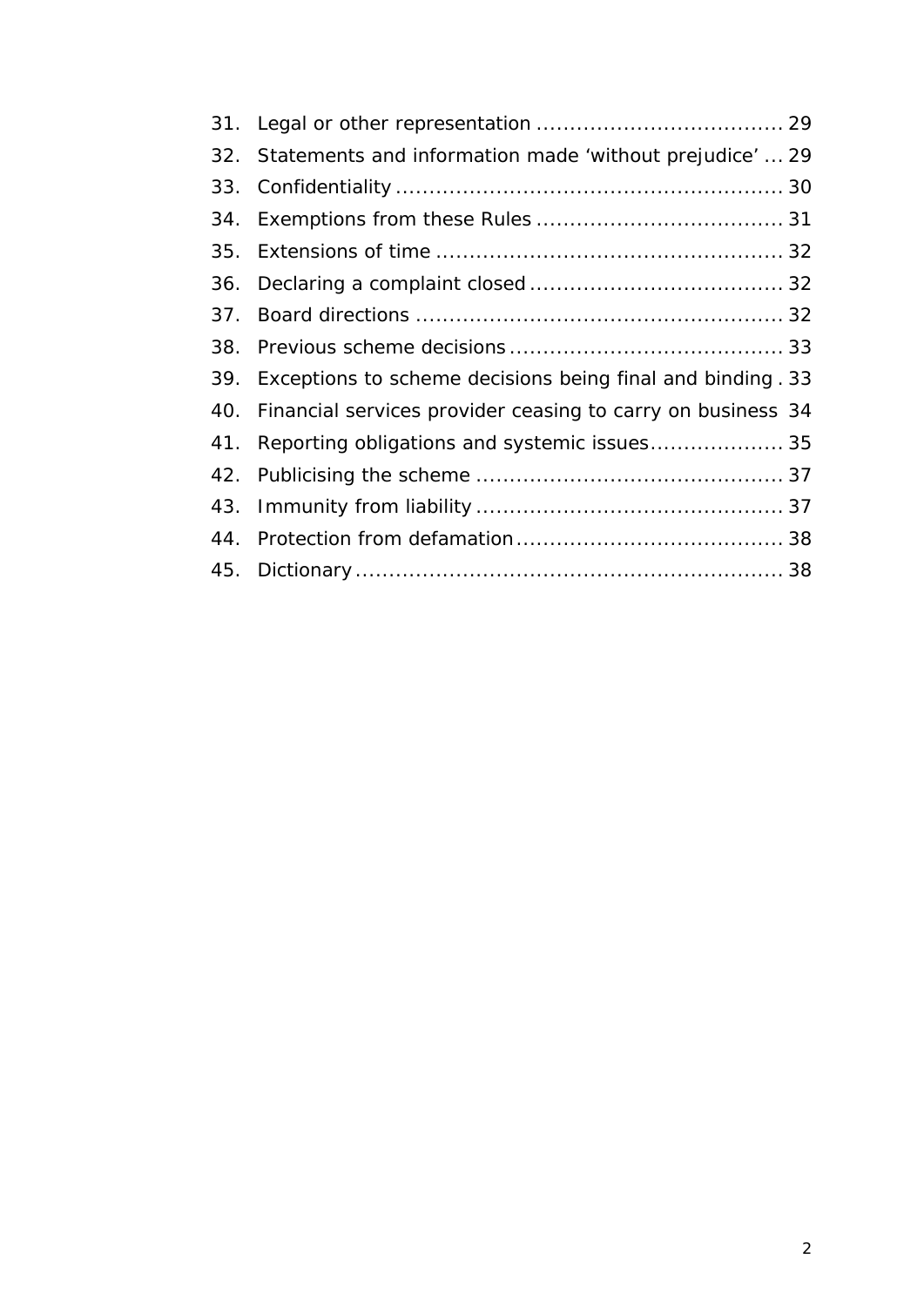31. Legal or other representation .................................... 29
32. Statements and information made 'without prejudice' ... 29
33. Confidentiality ......................................................... 30
34. Exemptions from these Rules .................................... 31
35. Extensions of time ................................................... 32
36. Declaring a complaint closed ..................................... 32
37. Board directions ...................................................... 32
38. Previous scheme decisions ........................................ 33
39. Exceptions to scheme decisions being final and binding . 33
40. Financial services provider ceasing to carry on business 34
41. Reporting obligations and systemic issues .................... 35
42. Publicising the scheme ............................................. 37
43. Immunity from liability ............................................. 37
44. Protection from defamation ....................................... 38
45. Dictionary ............................................................... 38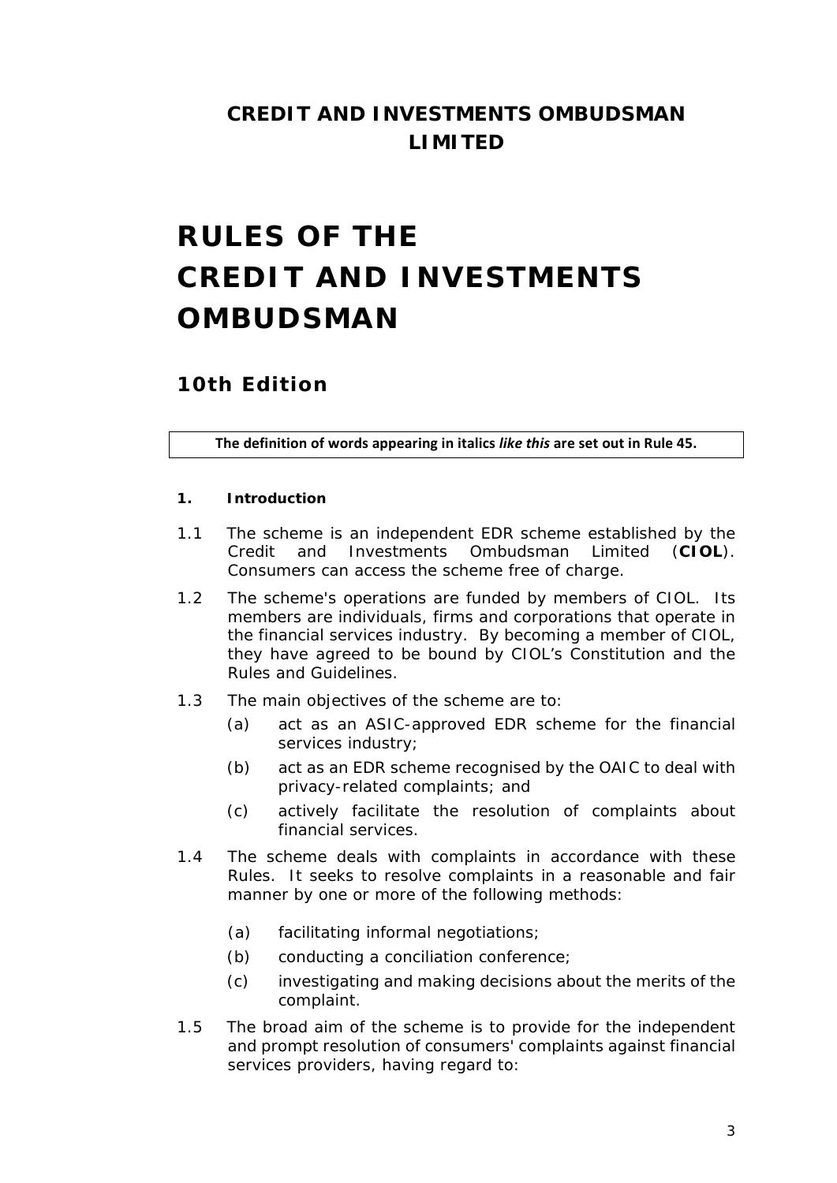## CREDIT AND INVESTMENTS OMBUDSMAN LIMITED

# RULES OF THE CREDIT AND INVESTMENTS OMBUDSMAN

## 10th Edition

**The definition of words appearing in italics *like this* are set out in Rule 45.**

### 1. Introduction

1.1 The scheme is an independent EDR scheme established by the Credit and Investments Ombudsman Limited (**CIOL**). Consumers can access the scheme free of charge.

1.2 The scheme's operations are funded by members of CIOL. Its members are individuals, firms and corporations that operate in the financial services industry. By becoming a member of CIOL, they have agreed to be bound by CIOL's Constitution and the Rules and Guidelines.

1.3 The main objectives of the scheme are to:

- (a) act as an ASIC-approved EDR scheme for the financial services industry;
- (b) act as an EDR scheme recognised by the OAIC to deal with privacy-related complaints; and
- (c) actively facilitate the resolution of complaints about financial services.

1.4 The scheme deals with complaints in accordance with these Rules. It seeks to resolve complaints in a reasonable and fair manner by one or more of the following methods:

- (a) facilitating informal negotiations;
- (b) conducting a conciliation conference;
- (c) investigating and making decisions about the merits of the complaint.

1.5 The broad aim of the scheme is to provide for the independent and prompt resolution of consumers' complaints against financial services providers, having regard to: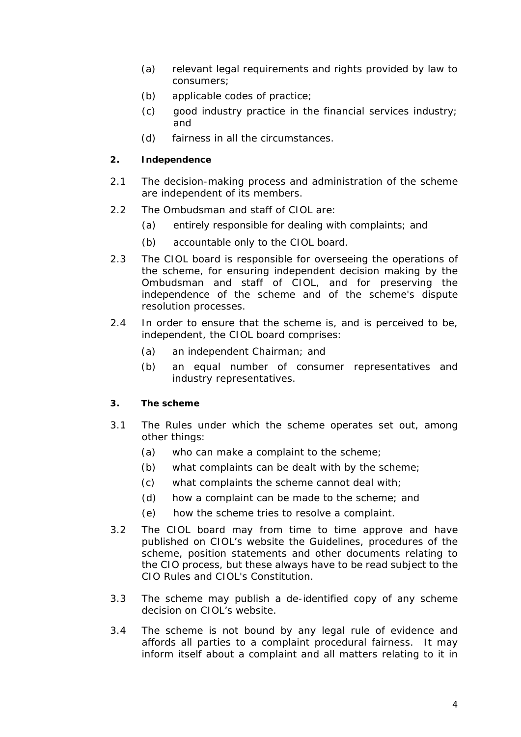(a) relevant legal requirements and rights provided by law to consumers;

(b) applicable codes of practice;

(c) good industry practice in the financial services industry; and

(d) fairness in all the circumstances.

**2. Independence**

2.1 The decision-making process and administration of the scheme are independent of its members.

2.2 The Ombudsman and staff of CIOL are:

(a) entirely responsible for dealing with complaints; and

(b) accountable only to the CIOL board.

2.3 The CIOL board is responsible for overseeing the operations of the scheme, for ensuring independent decision making by the Ombudsman and staff of CIOL, and for preserving the independence of the scheme and of the scheme's dispute resolution processes.

2.4 In order to ensure that the scheme is, and is perceived to be, independent, the CIOL board comprises:

(a) an independent Chairman; and

(b) an equal number of consumer representatives and industry representatives.

**3. The scheme**

3.1 The Rules under which the scheme operates set out, among other things:

(a) who can make a complaint to the scheme;

(b) what complaints can be dealt with by the scheme;

(c) what complaints the scheme cannot deal with;

(d) how a complaint can be made to the scheme; and

(e) how the scheme tries to resolve a complaint.

3.2 The CIOL board may from time to time approve and have published on CIOL's website the Guidelines, procedures of the scheme, position statements and other documents relating to the CIO process, but these always have to be read subject to the CIO Rules and CIOL's Constitution.

3.3 The scheme may publish a de-identified copy of any scheme decision on CIOL's website.

3.4 The scheme is not bound by any legal rule of evidence and affords all parties to a complaint procedural fairness. It may inform itself about a complaint and all matters relating to it in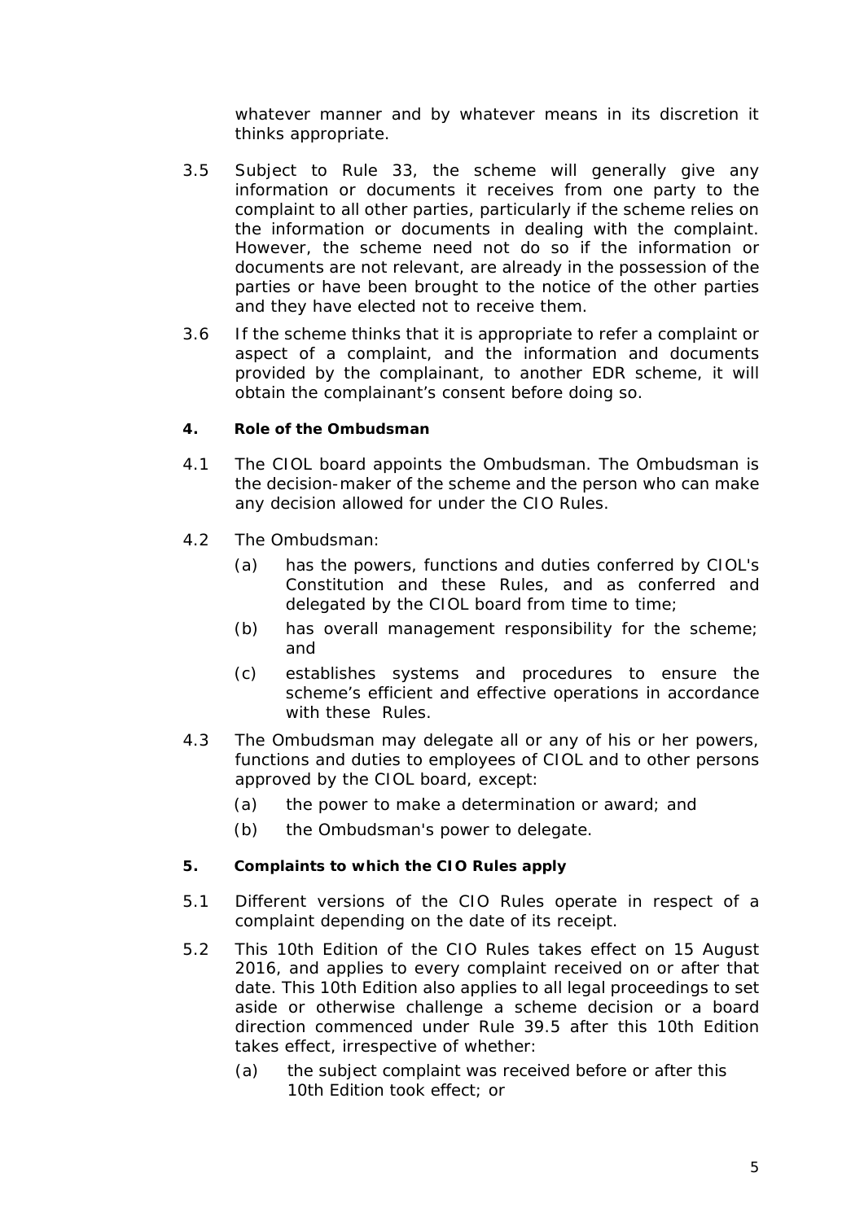whatever manner and by whatever means in its discretion it thinks appropriate.

3.5 Subject to Rule 33, the scheme will generally give any information or documents it receives from one party to the complaint to all other parties, particularly if the scheme relies on the information or documents in dealing with the complaint. However, the scheme need not do so if the information or documents are not relevant, are already in the possession of the parties or have been brought to the notice of the other parties and they have elected not to receive them.

3.6 If the scheme thinks that it is appropriate to refer a complaint or aspect of a complaint, and the information and documents provided by the complainant, to another EDR scheme, it will obtain the complainant's consent before doing so.

**4. Role of the Ombudsman**

4.1 The CIOL board appoints the Ombudsman. The Ombudsman is the decision-maker of the scheme and the person who can make any decision allowed for under the CIO Rules.

4.2 The Ombudsman:

(a) has the powers, functions and duties conferred by CIOL's Constitution and these Rules, and as conferred and delegated by the CIOL board from time to time;

(b) has overall management responsibility for the scheme; and

(c) establishes systems and procedures to ensure the scheme's efficient and effective operations in accordance with these Rules.

4.3 The Ombudsman may delegate all or any of his or her powers, functions and duties to employees of CIOL and to other persons approved by the CIOL board, except:

(a) the power to make a determination or award; and

(b) the Ombudsman's power to delegate.

**5. Complaints to which the CIO Rules apply**

5.1 Different versions of the CIO Rules operate in respect of a complaint depending on the date of its receipt.

5.2 This 10th Edition of the CIO Rules takes effect on 15 August 2016, and applies to every complaint received on or after that date. This 10th Edition also applies to all legal proceedings to set aside or otherwise challenge a scheme decision or a board direction commenced under Rule 39.5 after this 10th Edition takes effect, irrespective of whether:

(a) the subject complaint was received before or after this 10th Edition took effect; or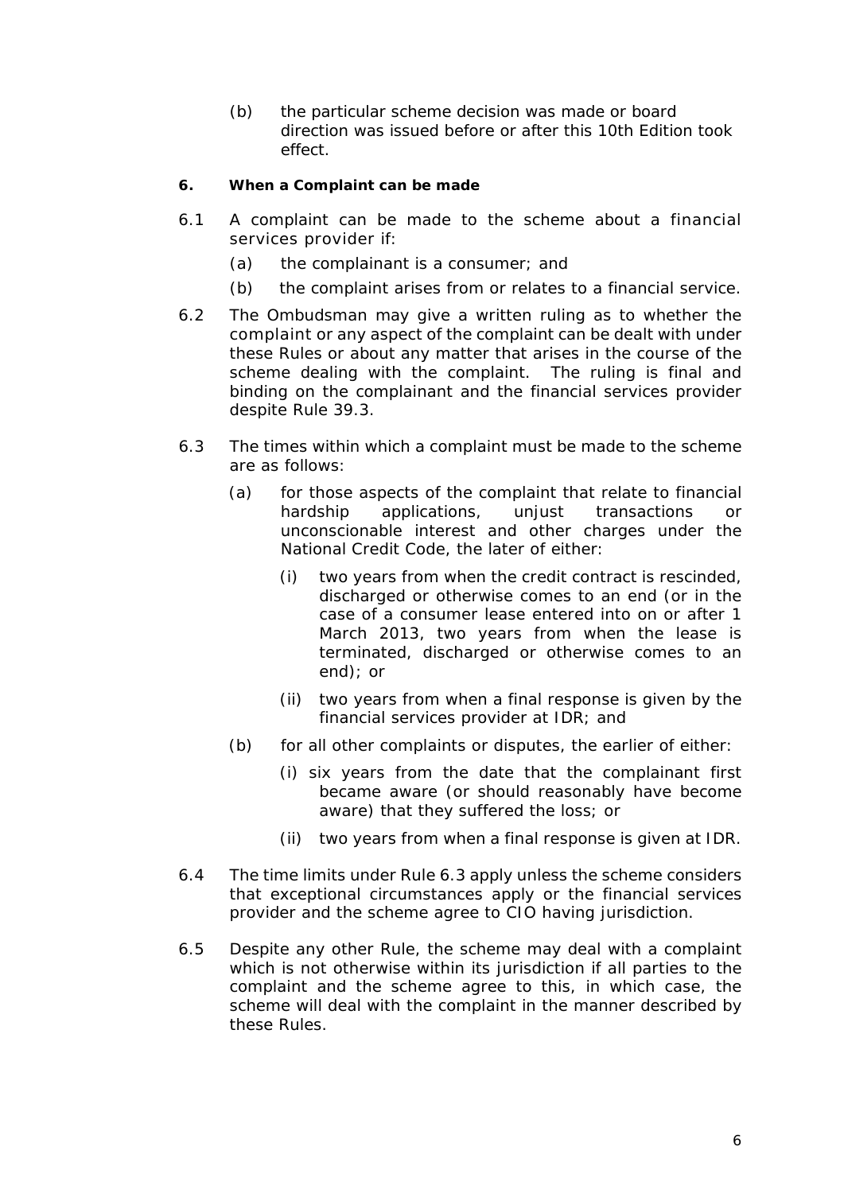(b) the particular scheme decision was made or board direction was issued before or after this 10th Edition took effect.

**6. When a Complaint can be made**

6.1 A complaint can be made to the scheme about a financial services provider if:

(a) the complainant is a consumer; and

(b) the complaint arises from or relates to a financial service.

6.2 The Ombudsman may give a written ruling as to whether the complaint or any aspect of the complaint can be dealt with under these Rules or about any matter that arises in the course of the scheme dealing with the complaint. The ruling is final and binding on the complainant and the financial services provider despite Rule 39.3.

6.3 The times within which a complaint must be made to the scheme are as follows:

(a) for those aspects of the complaint that relate to financial hardship applications, unjust transactions or unconscionable interest and other charges under the National Credit Code, the later of either:

(i) two years from when the credit contract is rescinded, discharged or otherwise comes to an end (or in the case of a consumer lease entered into on or after 1 March 2013, two years from when the lease is terminated, discharged or otherwise comes to an end); or

(ii) two years from when a final response is given by the financial services provider at IDR; and

(b) for all other complaints or disputes, the earlier of either:

(i) six years from the date that the complainant first became aware (or should reasonably have become aware) that they suffered the loss; or

(ii) two years from when a final response is given at IDR.

6.4 The time limits under Rule 6.3 apply unless the scheme considers that exceptional circumstances apply or the financial services provider and the scheme agree to CIO having jurisdiction.

6.5 Despite any other Rule, the scheme may deal with a complaint which is not otherwise within its jurisdiction if all parties to the complaint and the scheme agree to this, in which case, the scheme will deal with the complaint in the manner described by these Rules.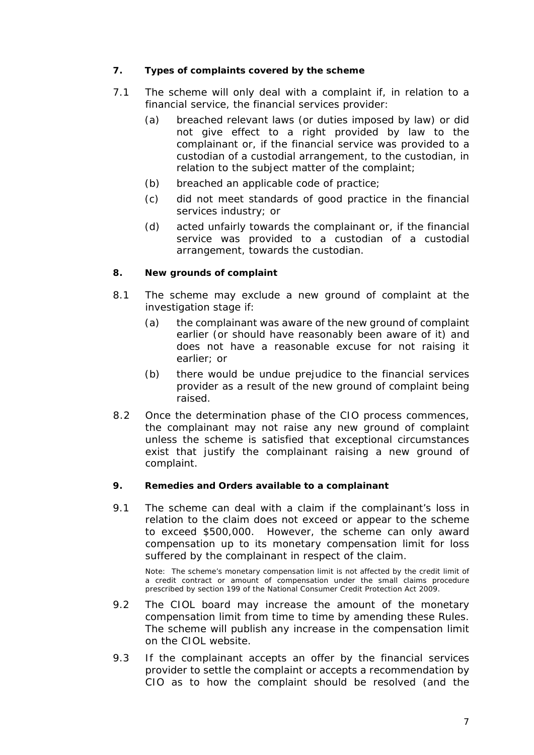## 7. Types of complaints covered by the scheme

7.1 The scheme will only deal with a complaint if, in relation to a financial service, the financial services provider:

(a) breached relevant laws (or duties imposed by law) or did not give effect to a right provided by law to the complainant or, if the financial service was provided to a custodian of a custodial arrangement, to the custodian, in relation to the subject matter of the complaint;

(b) breached an applicable code of practice;

(c) did not meet standards of good practice in the financial services industry; or

(d) acted unfairly towards the complainant or, if the financial service was provided to a custodian of a custodial arrangement, towards the custodian.

## 8. New grounds of complaint

8.1 The scheme may exclude a new ground of complaint at the investigation stage if:

(a) the complainant was aware of the new ground of complaint earlier (or should have reasonably been aware of it) and does not have a reasonable excuse for not raising it earlier; or

(b) there would be undue prejudice to the financial services provider as a result of the new ground of complaint being raised.

8.2 Once the determination phase of the CIO process commences, the complainant may not raise any new ground of complaint unless the scheme is satisfied that exceptional circumstances exist that justify the complainant raising a new ground of complaint.

## 9. Remedies and Orders available to a complainant

9.1 The scheme can deal with a claim if the complainant's loss in relation to the claim does not exceed or appear to the scheme to exceed $500,000. However, the scheme can only award compensation up to its monetary compensation limit for loss suffered by the complainant in respect of the claim.

Note: The scheme's monetary compensation limit is not affected by the credit limit of a credit contract or amount of compensation under the small claims procedure prescribed by section 199 of the National Consumer Credit Protection Act 2009.

9.2 The CIOL board may increase the amount of the monetary compensation limit from time to time by amending these Rules. The scheme will publish any increase in the compensation limit on the CIOL website.

9.3 If the complainant accepts an offer by the financial services provider to settle the complaint or accepts a recommendation by CIO as to how the complaint should be resolved (and the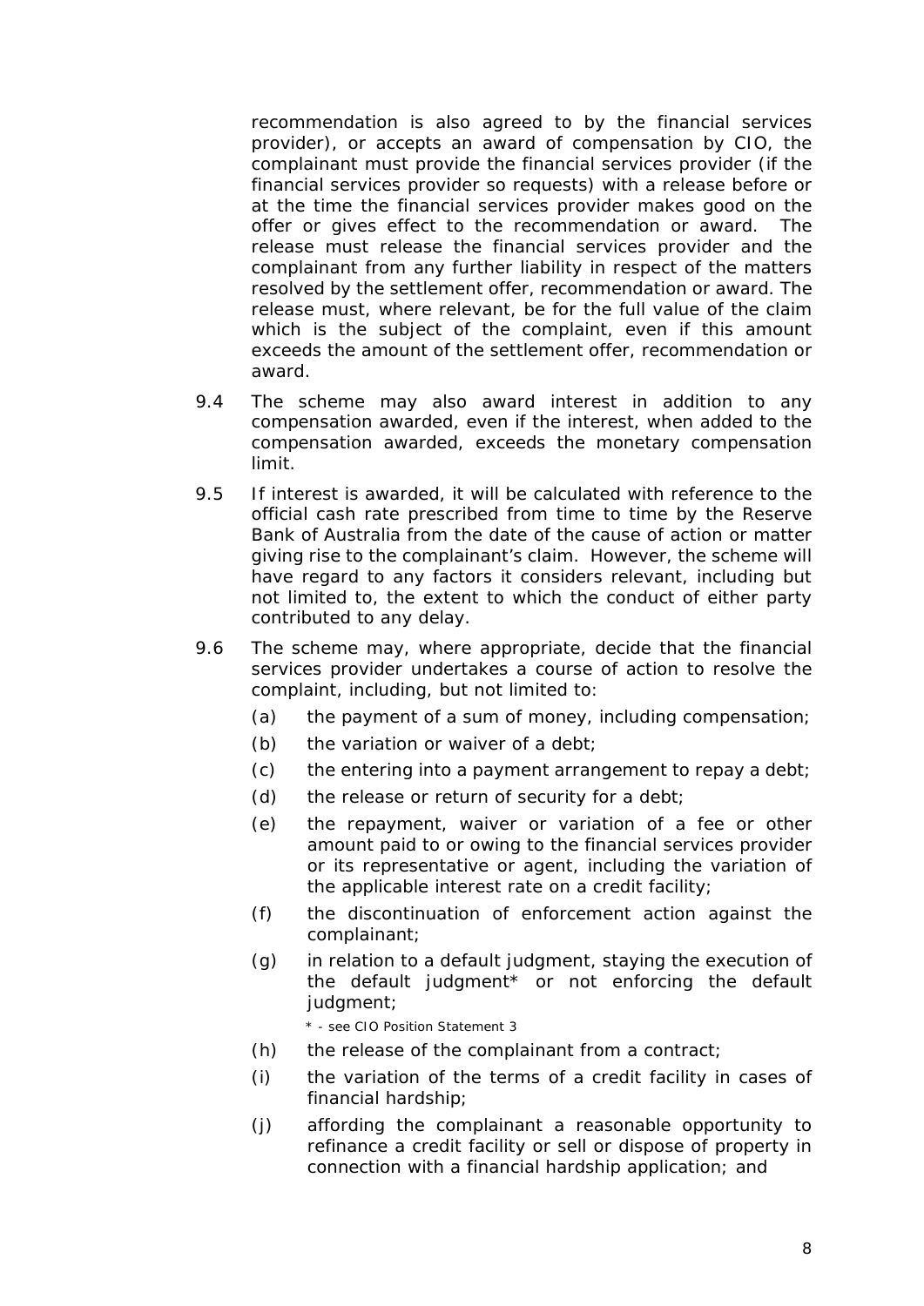recommendation is also agreed to by the financial services provider), or accepts an award of compensation by CIO, the complainant must provide the financial services provider (if the financial services provider so requests) with a release before or at the time the financial services provider makes good on the offer or gives effect to the recommendation or award. The release must release the financial services provider and the complainant from any further liability in respect of the matters resolved by the settlement offer, recommendation or award. The release must, where relevant, be for the full value of the claim which is the subject of the complaint, even if this amount exceeds the amount of the settlement offer, recommendation or award.

9.4 The scheme may also award interest in addition to any compensation awarded, even if the interest, when added to the compensation awarded, exceeds the monetary compensation limit.

9.5 If interest is awarded, it will be calculated with reference to the official cash rate prescribed from time to time by the Reserve Bank of Australia from the date of the cause of action or matter giving rise to the complainant's claim. However, the scheme will have regard to any factors it considers relevant, including but not limited to, the extent to which the conduct of either party contributed to any delay.

9.6 The scheme may, where appropriate, decide that the financial services provider undertakes a course of action to resolve the complaint, including, but not limited to:

- (a) the payment of a sum of money, including compensation;
- (b) the variation or waiver of a debt;
- (c) the entering into a payment arrangement to repay a debt;
- (d) the release or return of security for a debt;
- (e) the repayment, waiver or variation of a fee or other amount paid to or owing to the financial services provider or its representative or agent, including the variation of the applicable interest rate on a credit facility;
- (f) the discontinuation of enforcement action against the complainant;
- (g) in relation to a default judgment, staying the execution of the default judgment* or not enforcing the default judgment;

  \* - see CIO Position Statement 3
- (h) the release of the complainant from a contract;
- (i) the variation of the terms of a credit facility in cases of financial hardship;
- (j) affording the complainant a reasonable opportunity to refinance a credit facility or sell or dispose of property in connection with a financial hardship application; and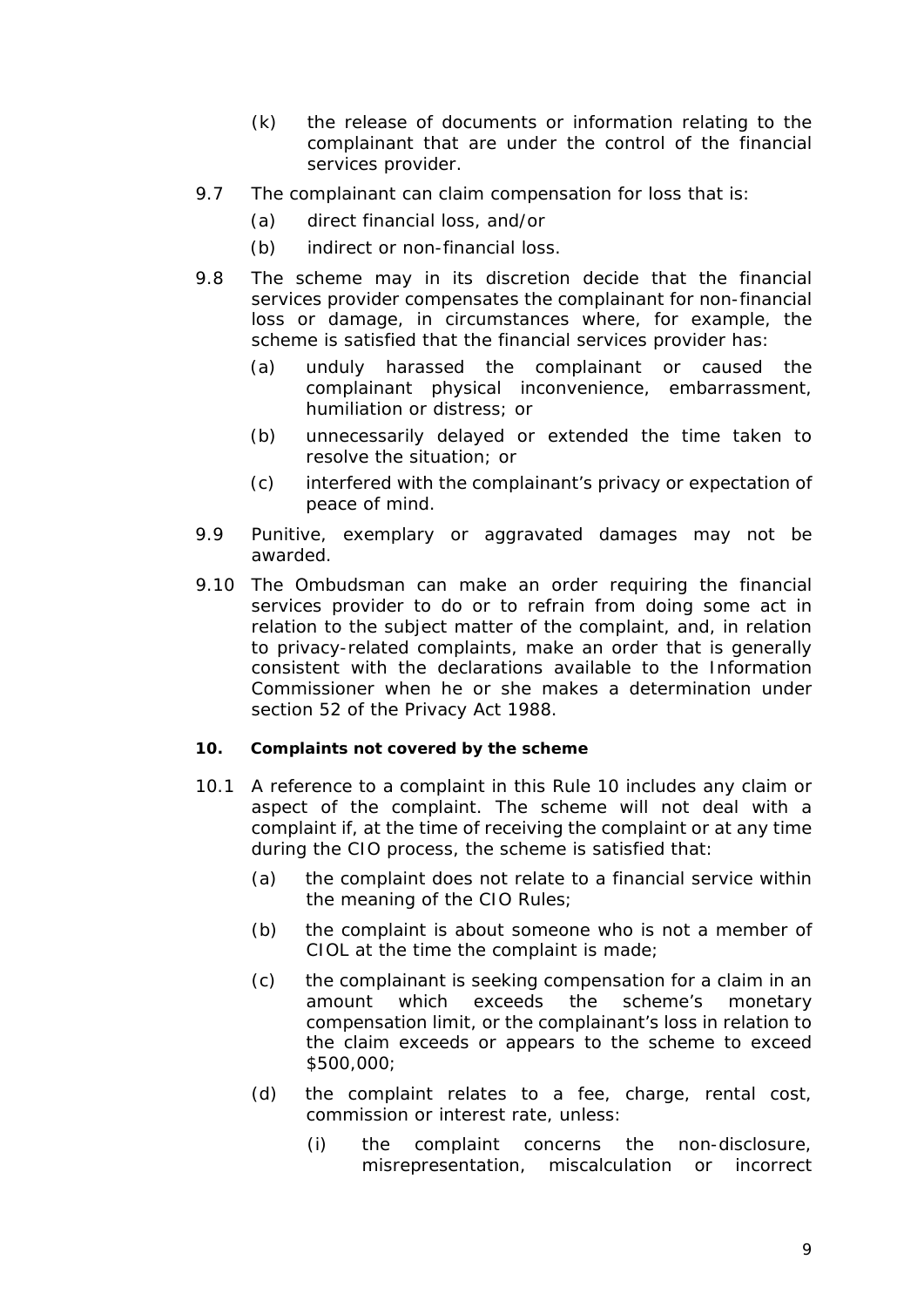(k) the release of documents or information relating to the complainant that are under the control of the financial services provider.

9.7 The complainant can claim compensation for loss that is:

(a) direct financial loss, and/or

(b) indirect or non-financial loss.

9.8 The scheme may in its discretion decide that the financial services provider compensates the complainant for non-financial loss or damage, in circumstances where, for example, the scheme is satisfied that the financial services provider has:

(a) unduly harassed the complainant or caused the complainant physical inconvenience, embarrassment, humiliation or distress; or

(b) unnecessarily delayed or extended the time taken to resolve the situation; or

(c) interfered with the complainant's privacy or expectation of peace of mind.

9.9 Punitive, exemplary or aggravated damages may not be awarded.

9.10 The Ombudsman can make an order requiring the financial services provider to do or to refrain from doing some act in relation to the subject matter of the complaint, and, in relation to privacy-related complaints, make an order that is generally consistent with the declarations available to the Information Commissioner when he or she makes a determination under section 52 of the Privacy Act 1988.

**10. Complaints not covered by the scheme**

10.1 A reference to a complaint in this Rule 10 includes any claim or aspect of the complaint. The scheme will not deal with a complaint if, at the time of receiving the complaint or at any time during the CIO process, the scheme is satisfied that:

(a) the complaint does not relate to a financial service within the meaning of the CIO Rules;

(b) the complaint is about someone who is not a member of CIOL at the time the complaint is made;

(c) the complainant is seeking compensation for a claim in an amount which exceeds the scheme's monetary compensation limit, or the complainant's loss in relation to the claim exceeds or appears to the scheme to exceed \$500,000;

(d) the complaint relates to a fee, charge, rental cost, commission or interest rate, unless:

(i) the complaint concerns the non-disclosure, misrepresentation, miscalculation or incorrect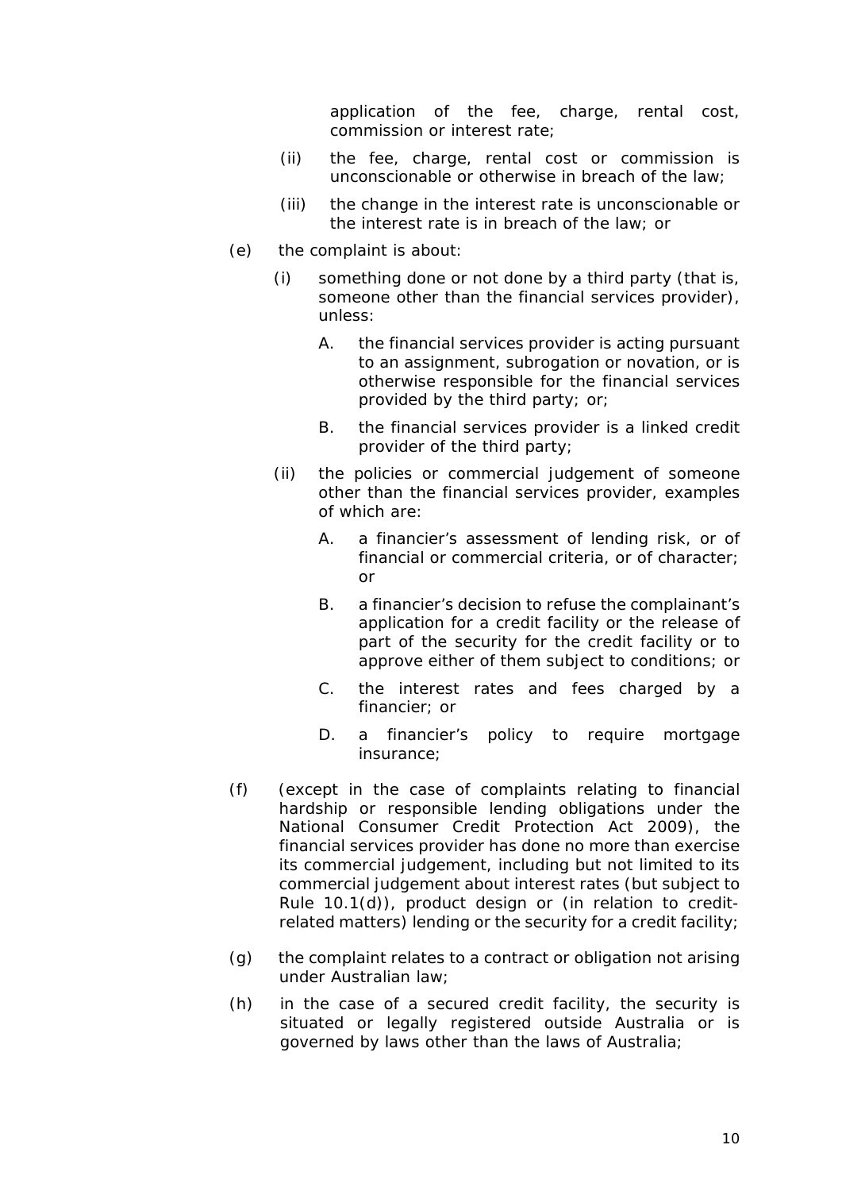application of the fee, charge, rental cost, commission or interest rate;

(ii) the fee, charge, rental cost or commission is unconscionable or otherwise in breach of the law;

(iii) the change in the interest rate is unconscionable or the interest rate is in breach of the law; or

(e) the complaint is about:

(i) something done or not done by a third party (that is, someone other than the financial services provider), unless:

A. the financial services provider is acting pursuant to an assignment, subrogation or novation, or is otherwise responsible for the financial services provided by the third party; or;

B. the financial services provider is a linked credit provider of the third party;

(ii) the policies or commercial judgement of someone other than the financial services provider, examples of which are:

A. a financier's assessment of lending risk, or of financial or commercial criteria, or of character; or

B. a financier's decision to refuse the complainant's application for a credit facility or the release of part of the security for the credit facility or to approve either of them subject to conditions; or

C. the interest rates and fees charged by a financier; or

D. a financier's policy to require mortgage insurance;

(f) (except in the case of complaints relating to financial hardship or responsible lending obligations under the National Consumer Credit Protection Act 2009), the financial services provider has done no more than exercise its commercial judgement, including but not limited to its commercial judgement about interest rates (but subject to Rule 10.1(d)), product design or (in relation to credit-related matters) lending or the security for a credit facility;

(g) the complaint relates to a contract or obligation not arising under Australian law;

(h) in the case of a secured credit facility, the security is situated or legally registered outside Australia or is governed by laws other than the laws of Australia;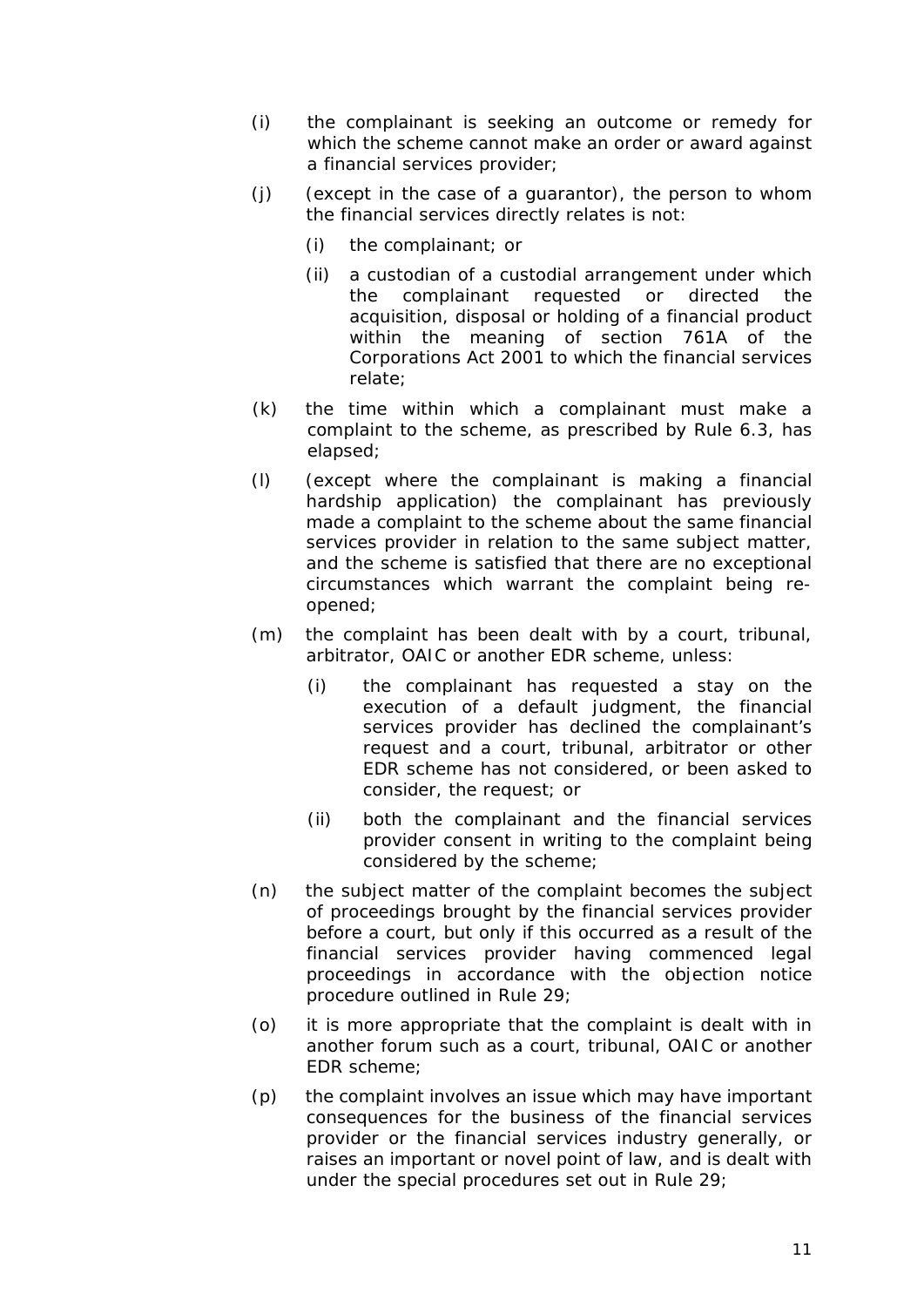(i) the complainant is seeking an outcome or remedy for which the scheme cannot make an order or award against a financial services provider;

(j) (except in the case of a guarantor), the person to whom the financial services directly relates is not:

   (i) the complainant; or

   (ii) a custodian of a custodial arrangement under which the complainant requested or directed the acquisition, disposal or holding of a financial product within the meaning of section 761A of the Corporations Act 2001 to which the financial services relate;

(k) the time within which a complainant must make a complaint to the scheme, as prescribed by Rule 6.3, has elapsed;

(l) (except where the complainant is making a financial hardship application) the complainant has previously made a complaint to the scheme about the same financial services provider in relation to the same subject matter, and the scheme is satisfied that there are no exceptional circumstances which warrant the complaint being re-opened;

(m) the complaint has been dealt with by a court, tribunal, arbitrator, OAIC or another EDR scheme, unless:

   (i) the complainant has requested a stay on the execution of a default judgment, the financial services provider has declined the complainant's request and a court, tribunal, arbitrator or other EDR scheme has not considered, or been asked to consider, the request; or

   (ii) both the complainant and the financial services provider consent in writing to the complaint being considered by the scheme;

(n) the subject matter of the complaint becomes the subject of proceedings brought by the financial services provider before a court, but only if this occurred as a result of the financial services provider having commenced legal proceedings in accordance with the objection notice procedure outlined in Rule 29;

(o) it is more appropriate that the complaint is dealt with in another forum such as a court, tribunal, OAIC or another EDR scheme;

(p) the complaint involves an issue which may have important consequences for the business of the financial services provider or the financial services industry generally, or raises an important or novel point of law, and is dealt with under the special procedures set out in Rule 29;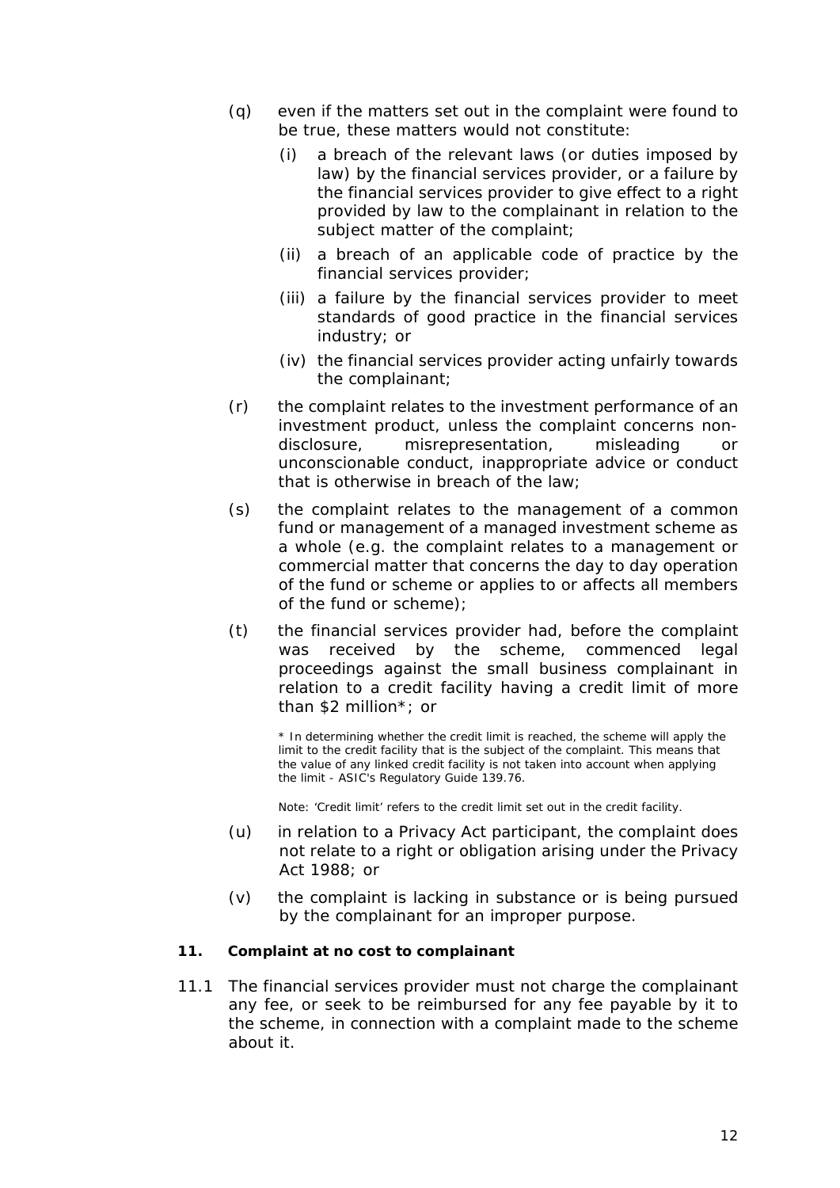(q) even if the matters set out in the complaint were found to be true, these matters would not constitute:

   (i) a breach of the relevant laws (or duties imposed by law) by the financial services provider, or a failure by the financial services provider to give effect to a right provided by law to the complainant in relation to the subject matter of the complaint;

   (ii) a breach of an applicable code of practice by the financial services provider;

   (iii) a failure by the financial services provider to meet standards of good practice in the financial services industry; or

   (iv) the financial services provider acting unfairly towards the complainant;

(r) the complaint relates to the investment performance of an investment product, unless the complaint concerns non-disclosure, misrepresentation, misleading or unconscionable conduct, inappropriate advice or conduct that is otherwise in breach of the law;

(s) the complaint relates to the management of a common fund or management of a managed investment scheme as a whole (e.g. the complaint relates to a management or commercial matter that concerns the day to day operation of the fund or scheme or applies to or affects all members of the fund or scheme);

(t) the financial services provider had, before the complaint was received by the scheme, commenced legal proceedings against the small business complainant in relation to a credit facility having a credit limit of more than $2 million*; or

> * In determining whether the credit limit is reached, the scheme will apply the limit to the credit facility that is the subject of the complaint. This means that the value of any linked credit facility is not taken into account when applying the limit - ASIC's Regulatory Guide 139.76.
>
> Note: 'Credit limit' refers to the credit limit set out in the credit facility.

(u) in relation to a Privacy Act participant, the complaint does not relate to a right or obligation arising under the Privacy Act 1988; or

(v) the complaint is lacking in substance or is being pursued by the complainant for an improper purpose.

### 11. Complaint at no cost to complainant

11.1 The financial services provider must not charge the complainant any fee, or seek to be reimbursed for any fee payable by it to the scheme, in connection with a complaint made to the scheme about it.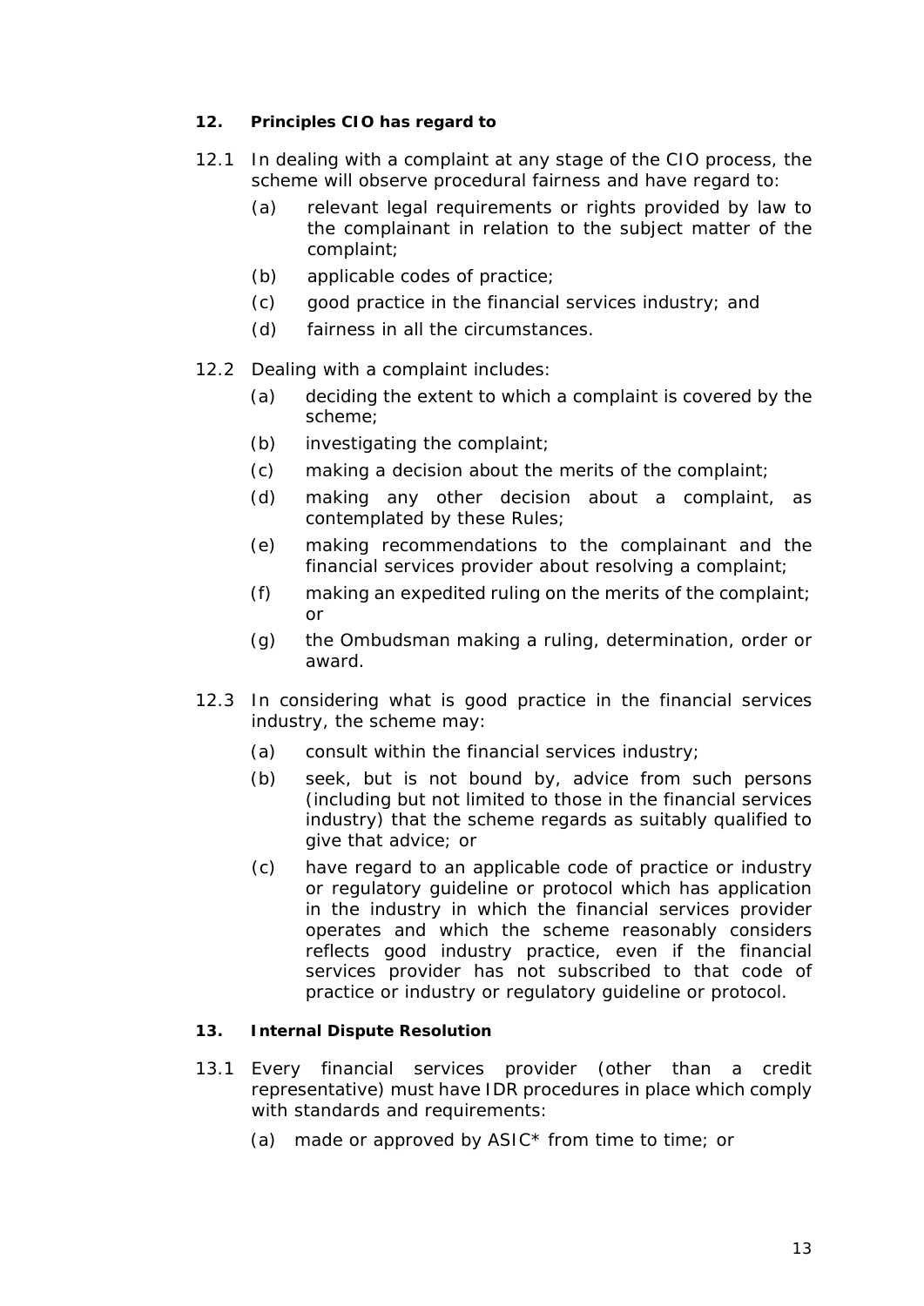**12. Principles CIO has regard to**

12.1 In dealing with a complaint at any stage of the CIO process, the scheme will observe procedural fairness and have regard to:

(a) relevant legal requirements or rights provided by law to the complainant in relation to the subject matter of the complaint;

(b) applicable codes of practice;

(c) good practice in the financial services industry; and

(d) fairness in all the circumstances.

12.2 Dealing with a complaint includes:

(a) deciding the extent to which a complaint is covered by the scheme;

(b) investigating the complaint;

(c) making a decision about the merits of the complaint;

(d) making any other decision about a complaint, as contemplated by these Rules;

(e) making recommendations to the complainant and the financial services provider about resolving a complaint;

(f) making an expedited ruling on the merits of the complaint; or

(g) the Ombudsman making a ruling, determination, order or award.

12.3 In considering what is good practice in the financial services industry, the scheme may:

(a) consult within the financial services industry;

(b) seek, but is not bound by, advice from such persons (including but not limited to those in the financial services industry) that the scheme regards as suitably qualified to give that advice; or

(c) have regard to an applicable code of practice or industry or regulatory guideline or protocol which has application in the industry in which the financial services provider operates and which the scheme reasonably considers reflects good industry practice, even if the financial services provider has not subscribed to that code of practice or industry or regulatory guideline or protocol.

**13. Internal Dispute Resolution**

13.1 Every financial services provider (other than a credit representative) must have IDR procedures in place which comply with standards and requirements:

(a) made or approved by ASIC* from time to time; or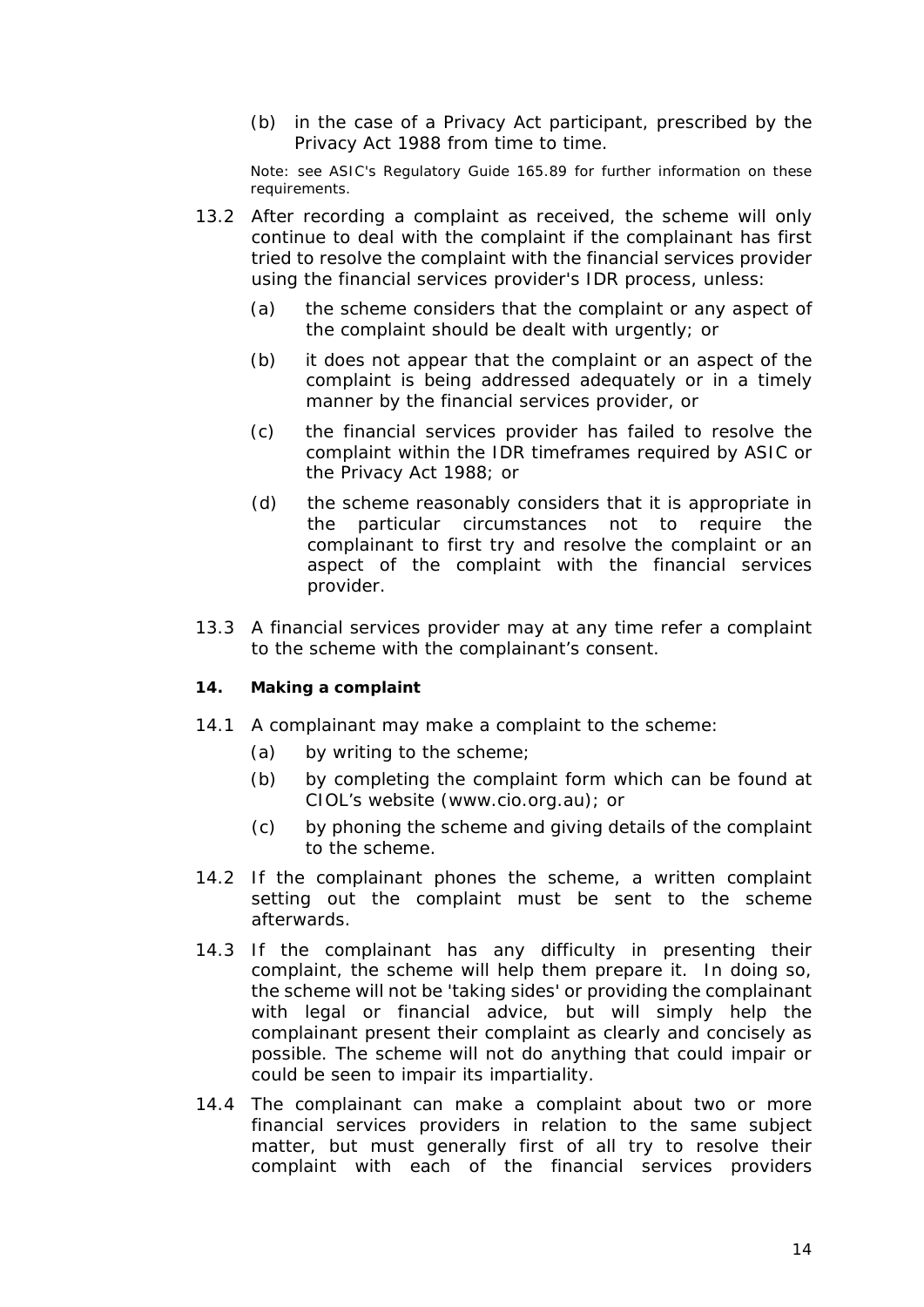(b) in the case of a Privacy Act participant, prescribed by the Privacy Act 1988 from time to time.

Note: see ASIC's Regulatory Guide 165.89 for further information on these requirements.

13.2 After recording a complaint as received, the scheme will only continue to deal with the complaint if the complainant has first tried to resolve the complaint with the financial services provider using the financial services provider's IDR process, unless:

(a) the scheme considers that the complaint or any aspect of the complaint should be dealt with urgently; or

(b) it does not appear that the complaint or an aspect of the complaint is being addressed adequately or in a timely manner by the financial services provider, or

(c) the financial services provider has failed to resolve the complaint within the IDR timeframes required by ASIC or the Privacy Act 1988; or

(d) the scheme reasonably considers that it is appropriate in the particular circumstances not to require the complainant to first try and resolve the complaint or an aspect of the complaint with the financial services provider.

13.3 A financial services provider may at any time refer a complaint to the scheme with the complainant's consent.

**14. Making a complaint**

14.1 A complainant may make a complaint to the scheme:

(a) by writing to the scheme;

(b) by completing the complaint form which can be found at CIOL's website (www.cio.org.au); or

(c) by phoning the scheme and giving details of the complaint to the scheme.

14.2 If the complainant phones the scheme, a written complaint setting out the complaint must be sent to the scheme afterwards.

14.3 If the complainant has any difficulty in presenting their complaint, the scheme will help them prepare it. In doing so, the scheme will not be 'taking sides' or providing the complainant with legal or financial advice, but will simply help the complainant present their complaint as clearly and concisely as possible. The scheme will not do anything that could impair or could be seen to impair its impartiality.

14.4 The complainant can make a complaint about two or more financial services providers in relation to the same subject matter, but must generally first of all try to resolve their complaint with each of the financial services providers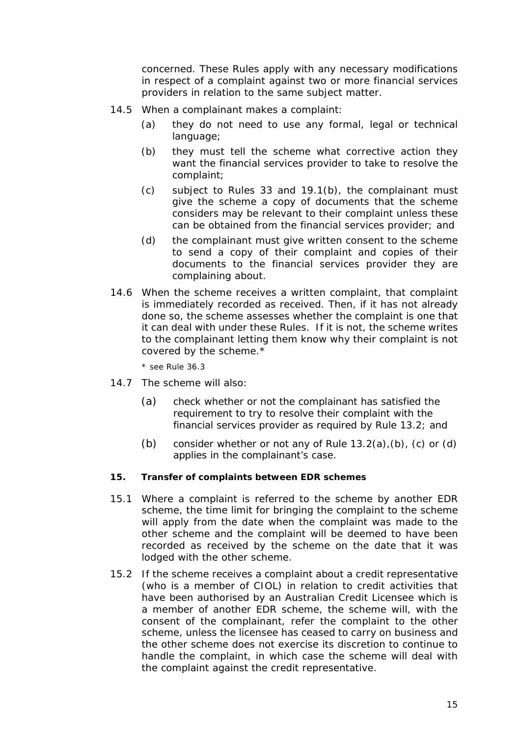concerned. These Rules apply with any necessary modifications in respect of a complaint against two or more financial services providers in relation to the same subject matter.

14.5 When a complainant makes a complaint:

- (a) they do not need to use any formal, legal or technical language;
- (b) they must tell the scheme what corrective action they want the financial services provider to take to resolve the complaint;
- (c) subject to Rules 33 and 19.1(b), the complainant must give the scheme a copy of documents that the scheme considers may be relevant to their complaint unless these can be obtained from the financial services provider; and
- (d) the complainant must give written consent to the scheme to send a copy of their complaint and copies of their documents to the financial services provider they are complaining about.

14.6 When the scheme receives a written complaint, that complaint is immediately recorded as received. Then, if it has not already done so, the scheme assesses whether the complaint is one that it can deal with under these Rules. If it is not, the scheme writes to the complainant letting them know why their complaint is not covered by the scheme.*

\* see Rule 36.3

14.7 The scheme will also:

- (a) check whether or not the complainant has satisfied the requirement to try to resolve their complaint with the financial services provider as required by Rule 13.2; and
- (b) consider whether or not any of Rule 13.2(a),(b), (c) or (d) applies in the complainant's case.

**15. Transfer of complaints between EDR schemes**

15.1 Where a complaint is referred to the scheme by another EDR scheme, the time limit for bringing the complaint to the scheme will apply from the date when the complaint was made to the other scheme and the complaint will be deemed to have been recorded as received by the scheme on the date that it was lodged with the other scheme.

15.2 If the scheme receives a complaint about a credit representative (who is a member of CIOL) in relation to credit activities that have been authorised by an Australian Credit Licensee which is a member of another EDR scheme, the scheme will, with the consent of the complainant, refer the complaint to the other scheme, unless the licensee has ceased to carry on business and the other scheme does not exercise its discretion to continue to handle the complaint, in which case the scheme will deal with the complaint against the credit representative.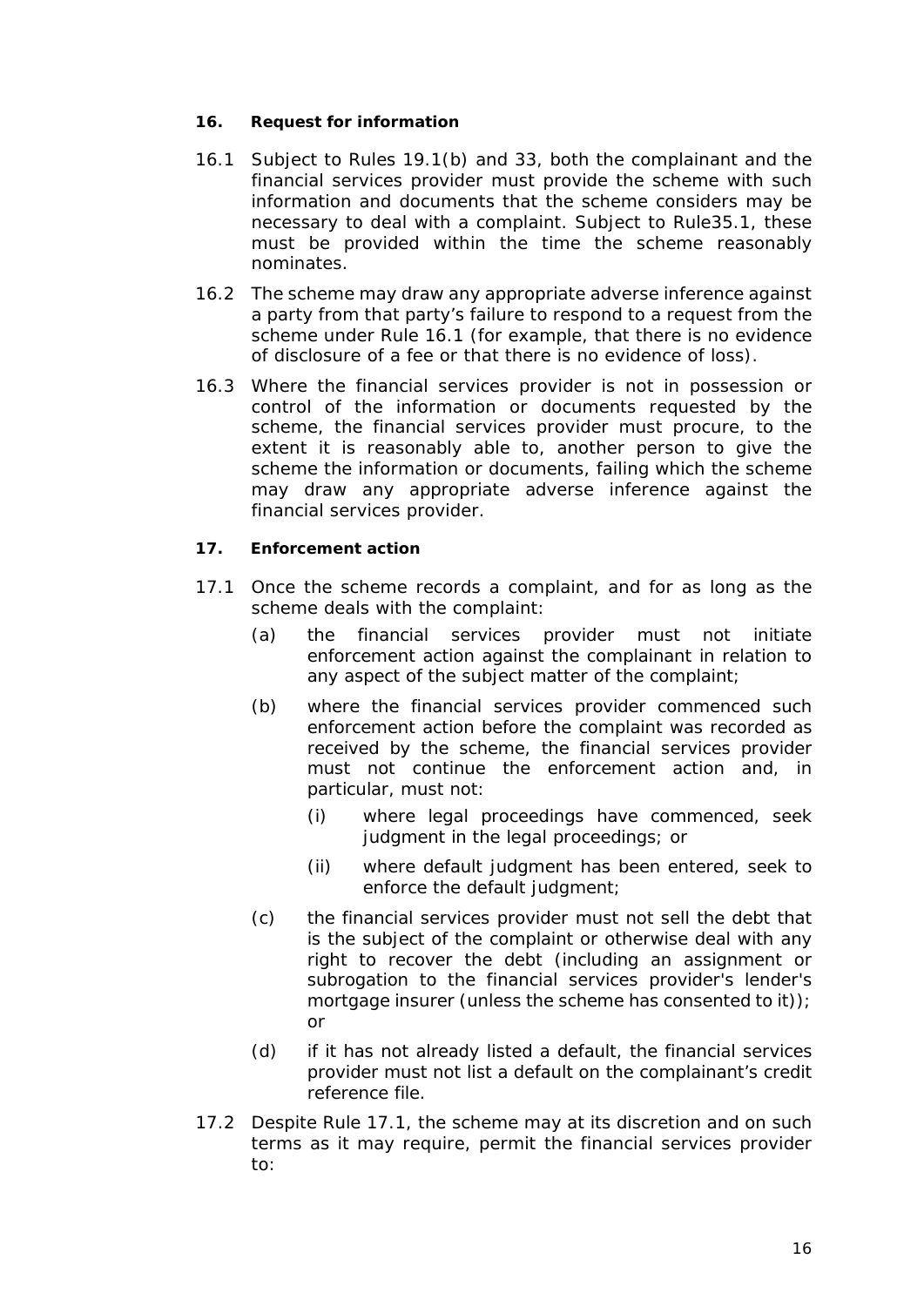### 16. Request for information

16.1 Subject to Rules 19.1(b) and 33, both the complainant and the financial services provider must provide the scheme with such information and documents that the scheme considers may be necessary to deal with a complaint. Subject to Rule35.1, these must be provided within the time the scheme reasonably nominates.

16.2 The scheme may draw any appropriate adverse inference against a party from that party's failure to respond to a request from the scheme under Rule 16.1 (for example, that there is no evidence of disclosure of a fee or that there is no evidence of loss).

16.3 Where the financial services provider is not in possession or control of the information or documents requested by the scheme, the financial services provider must procure, to the extent it is reasonably able to, another person to give the scheme the information or documents, failing which the scheme may draw any appropriate adverse inference against the financial services provider.

### 17. Enforcement action

17.1 Once the scheme records a complaint, and for as long as the scheme deals with the complaint:

(a) the financial services provider must not initiate enforcement action against the complainant in relation to any aspect of the subject matter of the complaint;

(b) where the financial services provider commenced such enforcement action before the complaint was recorded as received by the scheme, the financial services provider must not continue the enforcement action and, in particular, must not:

(i) where legal proceedings have commenced, seek judgment in the legal proceedings; or

(ii) where default judgment has been entered, seek to enforce the default judgment;

(c) the financial services provider must not sell the debt that is the subject of the complaint or otherwise deal with any right to recover the debt (including an assignment or subrogation to the financial services provider's lender's mortgage insurer (unless the scheme has consented to it)); or

(d) if it has not already listed a default, the financial services provider must not list a default on the complainant's credit reference file.

17.2 Despite Rule 17.1, the scheme may at its discretion and on such terms as it may require, permit the financial services provider to: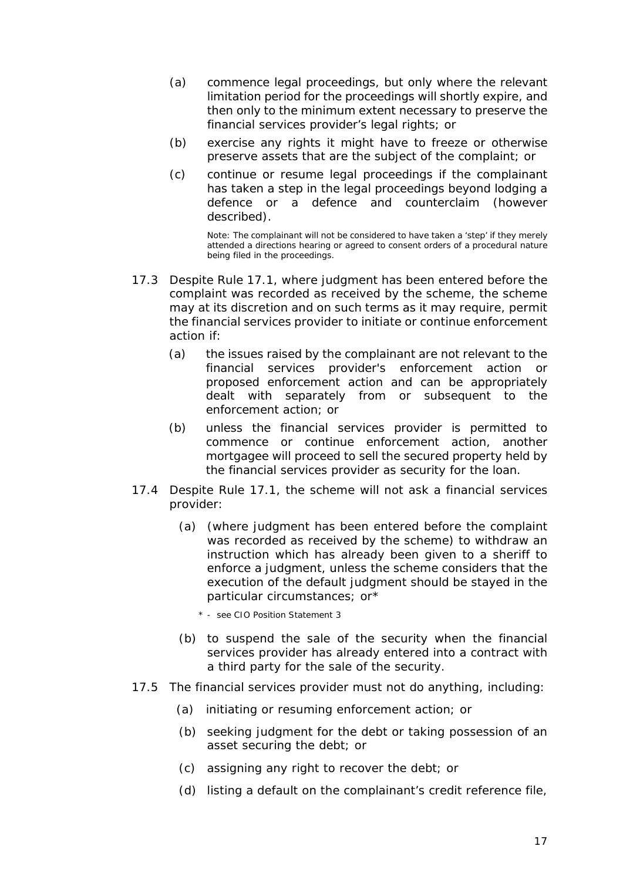(a) commence legal proceedings, but only where the relevant limitation period for the proceedings will shortly expire, and then only to the minimum extent necessary to preserve the financial services provider's legal rights; or

(b) exercise any rights it might have to freeze or otherwise preserve assets that are the subject of the complaint; or

(c) continue or resume legal proceedings if the complainant has taken a step in the legal proceedings beyond lodging a defence or a defence and counterclaim (however described).

Note: The complainant will not be considered to have taken a 'step' if they merely attended a directions hearing or agreed to consent orders of a procedural nature being filed in the proceedings.

17.3 Despite Rule 17.1, where judgment has been entered before the complaint was recorded as received by the scheme, the scheme may at its discretion and on such terms as it may require, permit the financial services provider to initiate or continue enforcement action if:

(a) the issues raised by the complainant are not relevant to the financial services provider's enforcement action or proposed enforcement action and can be appropriately dealt with separately from or subsequent to the enforcement action; or

(b) unless the financial services provider is permitted to commence or continue enforcement action, another mortgagee will proceed to sell the secured property held by the financial services provider as security for the loan.

17.4 Despite Rule 17.1, the scheme will not ask a financial services provider:

(a) (where judgment has been entered before the complaint was recorded as received by the scheme) to withdraw an instruction which has already been given to a sheriff to enforce a judgment, unless the scheme considers that the execution of the default judgment should be stayed in the particular circumstances; or*

\* - see CIO Position Statement 3

(b) to suspend the sale of the security when the financial services provider has already entered into a contract with a third party for the sale of the security.

17.5 The financial services provider must not do anything, including:

(a) initiating or resuming enforcement action; or

(b) seeking judgment for the debt or taking possession of an asset securing the debt; or

(c) assigning any right to recover the debt; or

(d) listing a default on the complainant's credit reference file,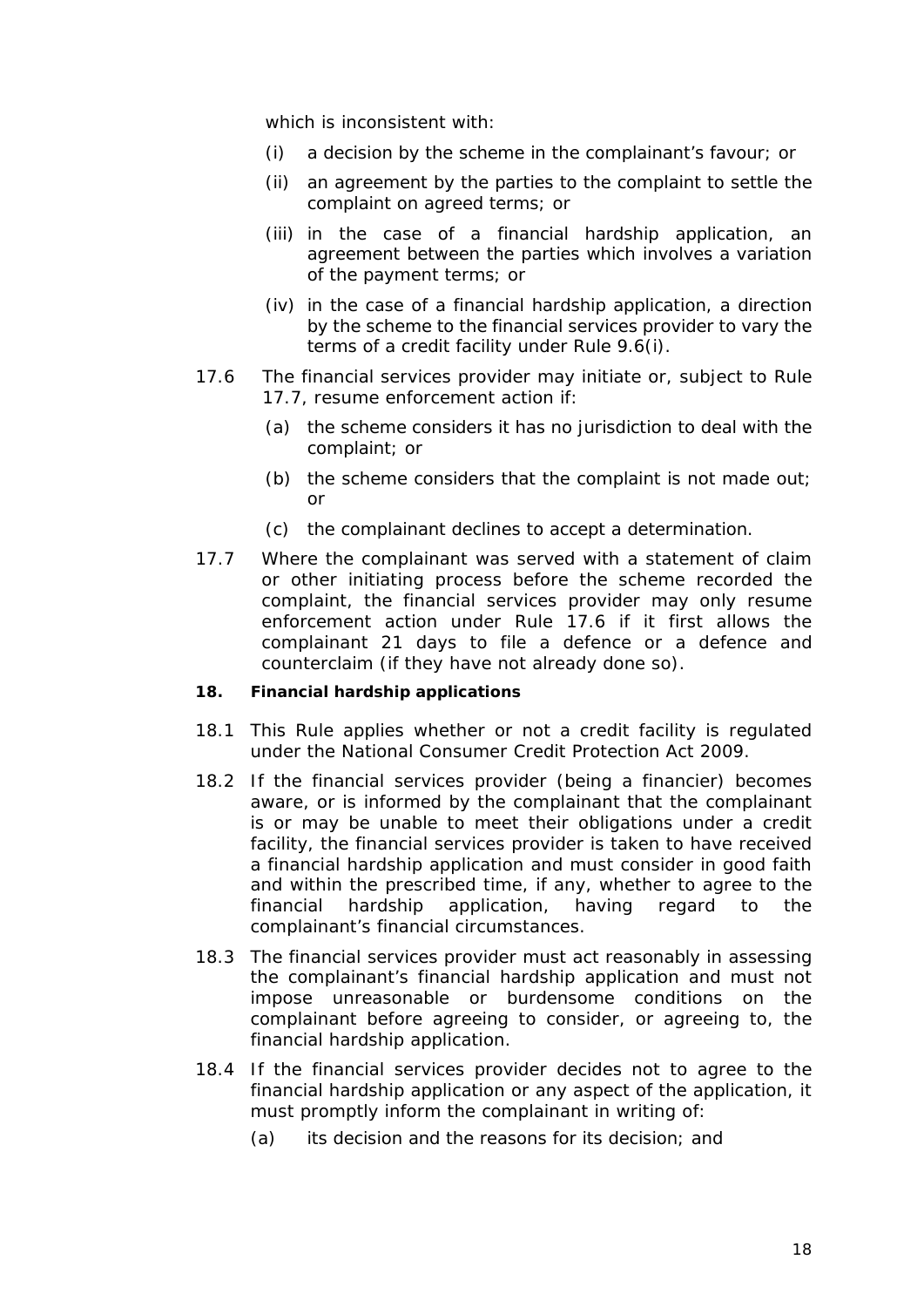which is inconsistent with:

(i) a decision by the scheme in the complainant's favour; or

(ii) an agreement by the parties to the complaint to settle the complaint on agreed terms; or

(iii) in the case of a financial hardship application, an agreement between the parties which involves a variation of the payment terms; or

(iv) in the case of a financial hardship application, a direction by the scheme to the financial services provider to vary the terms of a credit facility under Rule 9.6(i).

17.6 The financial services provider may initiate or, subject to Rule 17.7, resume enforcement action if:

(a) the scheme considers it has no jurisdiction to deal with the complaint; or

(b) the scheme considers that the complaint is not made out; or

(c) the complainant declines to accept a determination.

17.7 Where the complainant was served with a statement of claim or other initiating process before the scheme recorded the complaint, the financial services provider may only resume enforcement action under Rule 17.6 if it first allows the complainant 21 days to file a defence or a defence and counterclaim (if they have not already done so).

**18. Financial hardship applications**

18.1 This Rule applies whether or not a credit facility is regulated under the National Consumer Credit Protection Act 2009.

18.2 If the financial services provider (being a financier) becomes aware, or is informed by the complainant that the complainant is or may be unable to meet their obligations under a credit facility, the financial services provider is taken to have received a financial hardship application and must consider in good faith and within the prescribed time, if any, whether to agree to the financial hardship application, having regard to the complainant's financial circumstances.

18.3 The financial services provider must act reasonably in assessing the complainant's financial hardship application and must not impose unreasonable or burdensome conditions on the complainant before agreeing to consider, or agreeing to, the financial hardship application.

18.4 If the financial services provider decides not to agree to the financial hardship application or any aspect of the application, it must promptly inform the complainant in writing of:

(a) its decision and the reasons for its decision; and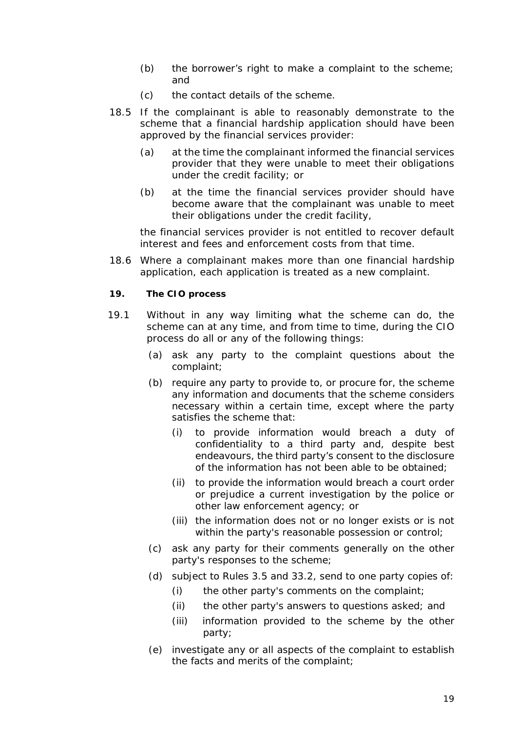(b) the borrower's right to make a complaint to the scheme; and

(c) the contact details of the scheme.

18.5 If the complainant is able to reasonably demonstrate to the scheme that a financial hardship application should have been approved by the financial services provider:

(a) at the time the complainant informed the financial services provider that they were unable to meet their obligations under the credit facility; or

(b) at the time the financial services provider should have become aware that the complainant was unable to meet their obligations under the credit facility,

the financial services provider is not entitled to recover default interest and fees and enforcement costs from that time.

18.6 Where a complainant makes more than one financial hardship application, each application is treated as a new complaint.

**19. The CIO process**

19.1 Without in any way limiting what the scheme can do, the scheme can at any time, and from time to time, during the CIO process do all or any of the following things:

(a) ask any party to the complaint questions about the complaint;

(b) require any party to provide to, or procure for, the scheme any information and documents that the scheme considers necessary within a certain time, except where the party satisfies the scheme that:

(i) to provide information would breach a duty of confidentiality to a third party and, despite best endeavours, the third party's consent to the disclosure of the information has not been able to be obtained;

(ii) to provide the information would breach a court order or prejudice a current investigation by the police or other law enforcement agency; or

(iii) the information does not or no longer exists or is not within the party's reasonable possession or control;

(c) ask any party for their comments generally on the other party's responses to the scheme;

(d) subject to Rules 3.5 and 33.2, send to one party copies of:

(i) the other party's comments on the complaint;

(ii) the other party's answers to questions asked; and

(iii) information provided to the scheme by the other party;

(e) investigate any or all aspects of the complaint to establish the facts and merits of the complaint;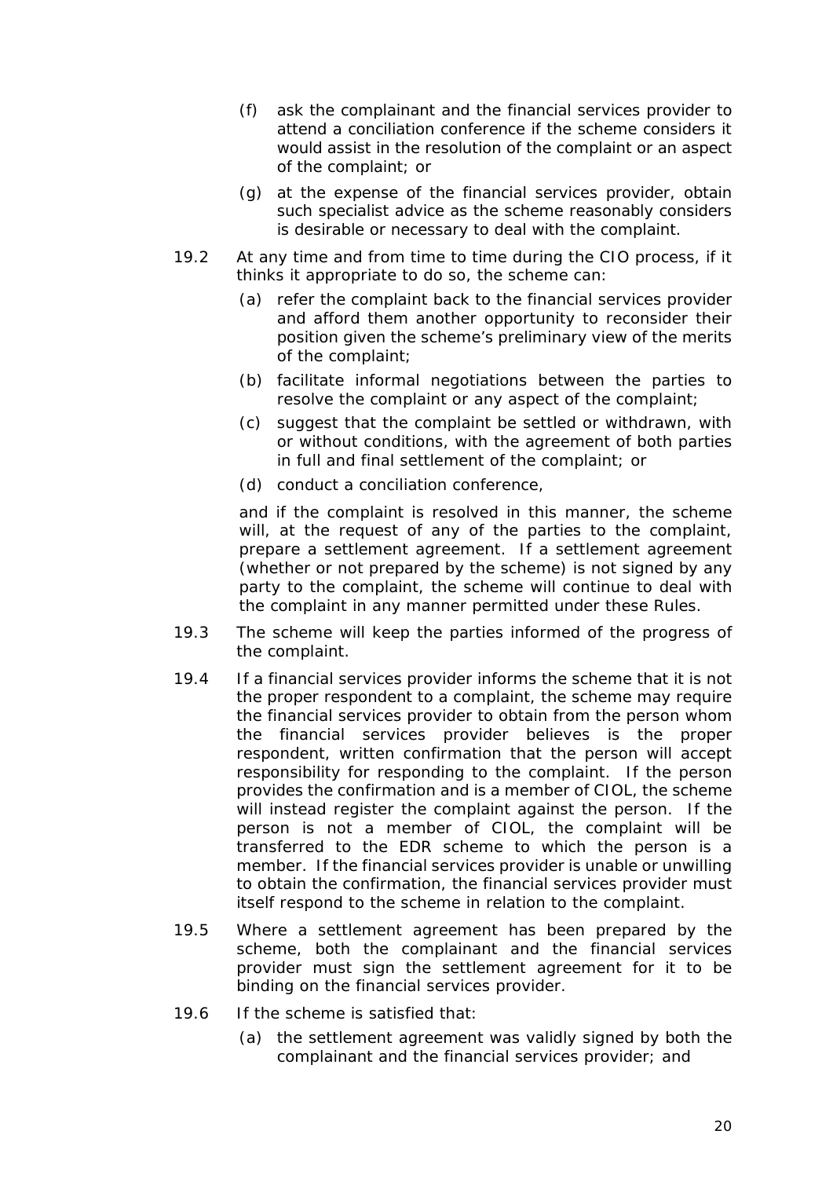(f) ask the complainant and the financial services provider to attend a conciliation conference if the scheme considers it would assist in the resolution of the complaint or an aspect of the complaint; or

(g) at the expense of the financial services provider, obtain such specialist advice as the scheme reasonably considers is desirable or necessary to deal with the complaint.

19.2 At any time and from time to time during the CIO process, if it thinks it appropriate to do so, the scheme can:

(a) refer the complaint back to the financial services provider and afford them another opportunity to reconsider their position given the scheme's preliminary view of the merits of the complaint;

(b) facilitate informal negotiations between the parties to resolve the complaint or any aspect of the complaint;

(c) suggest that the complaint be settled or withdrawn, with or without conditions, with the agreement of both parties in full and final settlement of the complaint; or

(d) conduct a conciliation conference,

and if the complaint is resolved in this manner, the scheme will, at the request of any of the parties to the complaint, prepare a settlement agreement. If a settlement agreement (whether or not prepared by the scheme) is not signed by any party to the complaint, the scheme will continue to deal with the complaint in any manner permitted under these Rules.

19.3 The scheme will keep the parties informed of the progress of the complaint.

19.4 If a financial services provider informs the scheme that it is not the proper respondent to a complaint, the scheme may require the financial services provider to obtain from the person whom the financial services provider believes is the proper respondent, written confirmation that the person will accept responsibility for responding to the complaint. If the person provides the confirmation and is a member of CIOL, the scheme will instead register the complaint against the person. If the person is not a member of CIOL, the complaint will be transferred to the EDR scheme to which the person is a member. If the financial services provider is unable or unwilling to obtain the confirmation, the financial services provider must itself respond to the scheme in relation to the complaint.

19.5 Where a settlement agreement has been prepared by the scheme, both the complainant and the financial services provider must sign the settlement agreement for it to be binding on the financial services provider.

19.6 If the scheme is satisfied that:

(a) the settlement agreement was validly signed by both the complainant and the financial services provider; and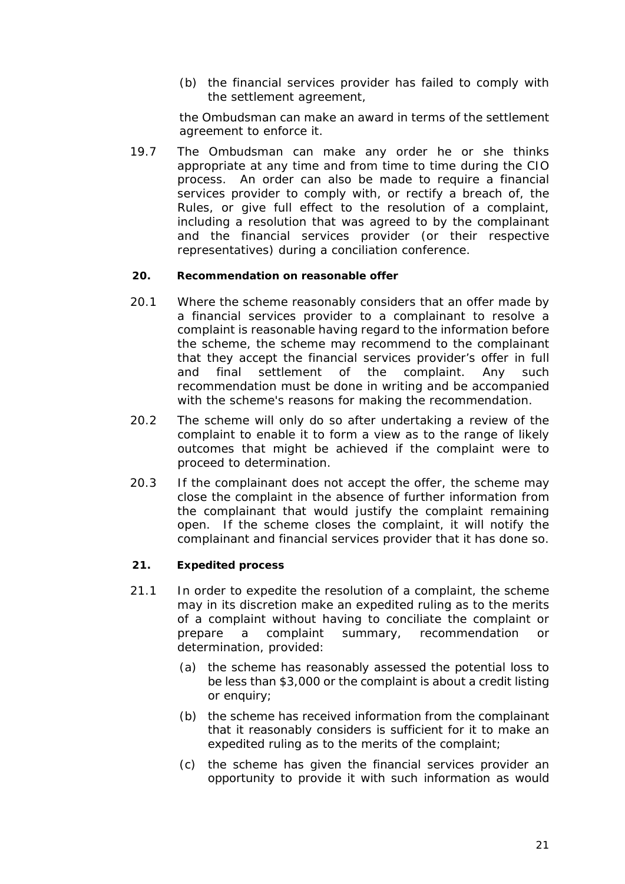(b) the financial services provider has failed to comply with the settlement agreement,

the Ombudsman can make an award in terms of the settlement agreement to enforce it.

19.7 The Ombudsman can make any order he or she thinks appropriate at any time and from time to time during the CIO process. An order can also be made to require a financial services provider to comply with, or rectify a breach of, the Rules, or give full effect to the resolution of a complaint, including a resolution that was agreed to by the complainant and the financial services provider (or their respective representatives) during a conciliation conference.

**20. Recommendation on reasonable offer**

20.1 Where the scheme reasonably considers that an offer made by a financial services provider to a complainant to resolve a complaint is reasonable having regard to the information before the scheme, the scheme may recommend to the complainant that they accept the financial services provider's offer in full and final settlement of the complaint. Any such recommendation must be done in writing and be accompanied with the scheme's reasons for making the recommendation.

20.2 The scheme will only do so after undertaking a review of the complaint to enable it to form a view as to the range of likely outcomes that might be achieved if the complaint were to proceed to determination.

20.3 If the complainant does not accept the offer, the scheme may close the complaint in the absence of further information from the complainant that would justify the complaint remaining open. If the scheme closes the complaint, it will notify the complainant and financial services provider that it has done so.

**21. Expedited process**

21.1 In order to expedite the resolution of a complaint, the scheme may in its discretion make an expedited ruling as to the merits of a complaint without having to conciliate the complaint or prepare a complaint summary, recommendation or determination, provided:

(a) the scheme has reasonably assessed the potential loss to be less than $3,000 or the complaint is about a credit listing or enquiry;

(b) the scheme has received information from the complainant that it reasonably considers is sufficient for it to make an expedited ruling as to the merits of the complaint;

(c) the scheme has given the financial services provider an opportunity to provide it with such information as would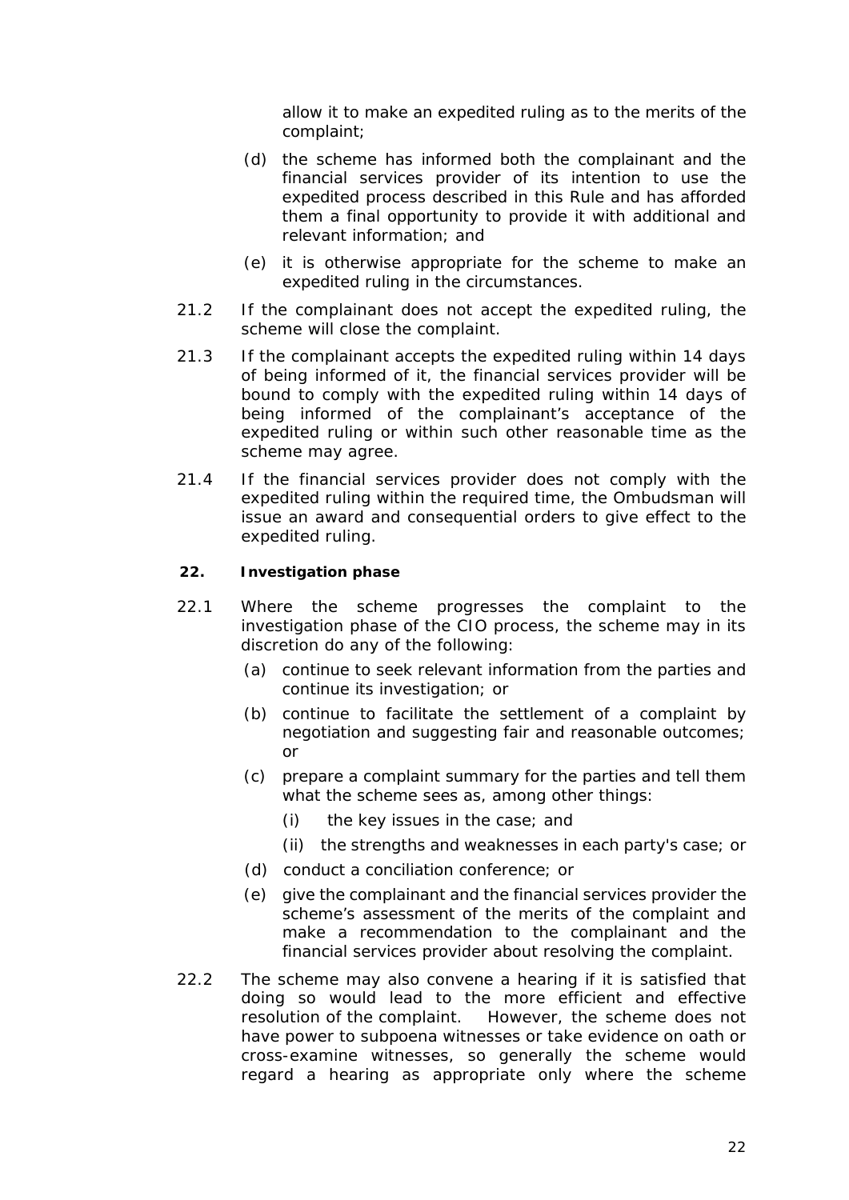allow it to make an expedited ruling as to the merits of the complaint;

(d) the scheme has informed both the complainant and the financial services provider of its intention to use the expedited process described in this Rule and has afforded them a final opportunity to provide it with additional and relevant information; and

(e) it is otherwise appropriate for the scheme to make an expedited ruling in the circumstances.

21.2 If the complainant does not accept the expedited ruling, the scheme will close the complaint.

21.3 If the complainant accepts the expedited ruling within 14 days of being informed of it, the financial services provider will be bound to comply with the expedited ruling within 14 days of being informed of the complainant's acceptance of the expedited ruling or within such other reasonable time as the scheme may agree.

21.4 If the financial services provider does not comply with the expedited ruling within the required time, the Ombudsman will issue an award and consequential orders to give effect to the expedited ruling.

### 22. Investigation phase

22.1 Where the scheme progresses the complaint to the investigation phase of the CIO process, the scheme may in its discretion do any of the following:

(a) continue to seek relevant information from the parties and continue its investigation; or

(b) continue to facilitate the settlement of a complaint by negotiation and suggesting fair and reasonable outcomes; or

(c) prepare a complaint summary for the parties and tell them what the scheme sees as, among other things:

(i) the key issues in the case; and

(ii) the strengths and weaknesses in each party's case; or

(d) conduct a conciliation conference; or

(e) give the complainant and the financial services provider the scheme's assessment of the merits of the complaint and make a recommendation to the complainant and the financial services provider about resolving the complaint.

22.2 The scheme may also convene a hearing if it is satisfied that doing so would lead to the more efficient and effective resolution of the complaint. However, the scheme does not have power to subpoena witnesses or take evidence on oath or cross-examine witnesses, so generally the scheme would regard a hearing as appropriate only where the scheme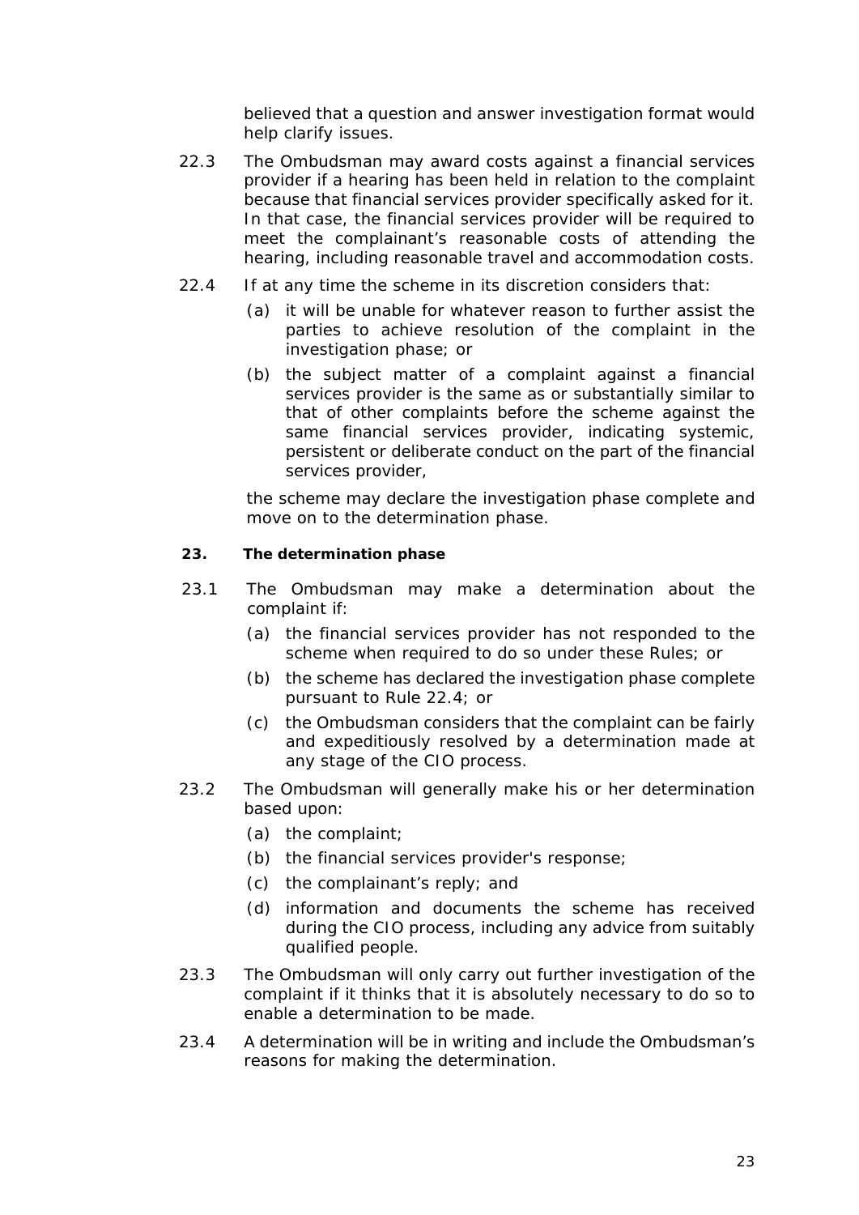believed that a question and answer investigation format would help clarify issues.

22.3 The Ombudsman may award costs against a financial services provider if a hearing has been held in relation to the complaint because that financial services provider specifically asked for it. In that case, the financial services provider will be required to meet the complainant's reasonable costs of attending the hearing, including reasonable travel and accommodation costs.

22.4 If at any time the scheme in its discretion considers that:

(a) it will be unable for whatever reason to further assist the parties to achieve resolution of the complaint in the investigation phase; or

(b) the subject matter of a complaint against a financial services provider is the same as or substantially similar to that of other complaints before the scheme against the same financial services provider, indicating systemic, persistent or deliberate conduct on the part of the financial services provider,

the scheme may declare the investigation phase complete and move on to the determination phase.

**23. The determination phase**

23.1 The Ombudsman may make a determination about the complaint if:

(a) the financial services provider has not responded to the scheme when required to do so under these Rules; or

(b) the scheme has declared the investigation phase complete pursuant to Rule 22.4; or

(c) the Ombudsman considers that the complaint can be fairly and expeditiously resolved by a determination made at any stage of the CIO process.

23.2 The Ombudsman will generally make his or her determination based upon:

(a) the complaint;

(b) the financial services provider's response;

(c) the complainant's reply; and

(d) information and documents the scheme has received during the CIO process, including any advice from suitably qualified people.

23.3 The Ombudsman will only carry out further investigation of the complaint if it thinks that it is absolutely necessary to do so to enable a determination to be made.

23.4 A determination will be in writing and include the Ombudsman's reasons for making the determination.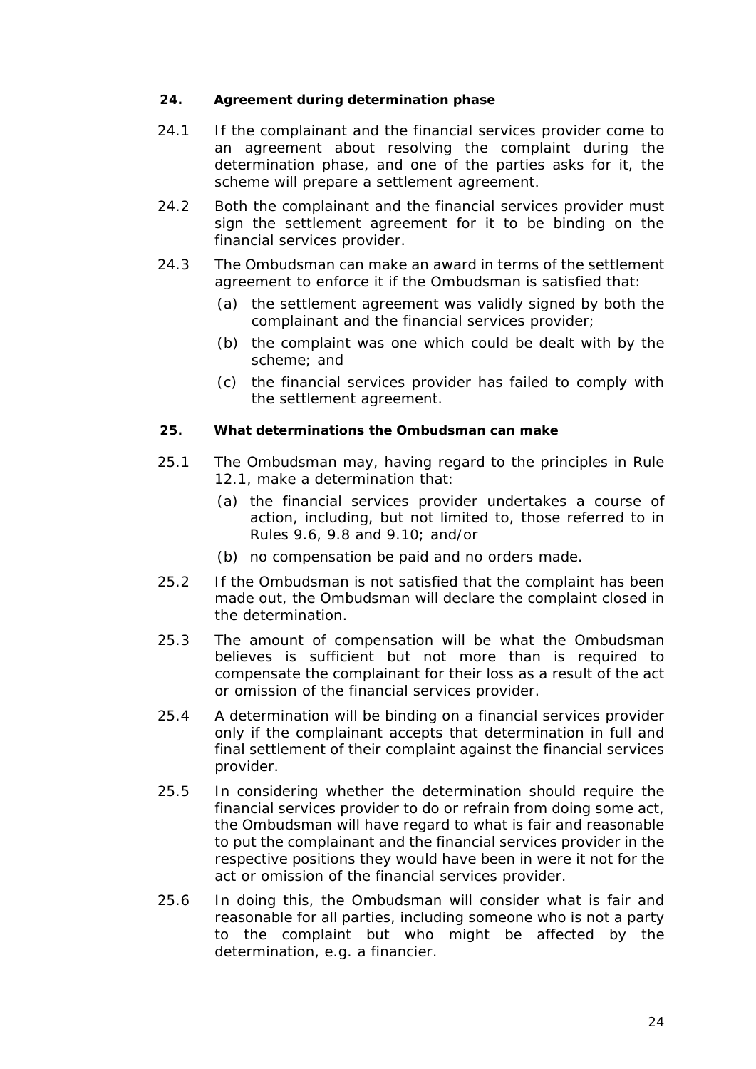### 24. Agreement during determination phase

24.1 If the complainant and the financial services provider come to an agreement about resolving the complaint during the determination phase, and one of the parties asks for it, the scheme will prepare a settlement agreement.

24.2 Both the complainant and the financial services provider must sign the settlement agreement for it to be binding on the financial services provider.

24.3 The Ombudsman can make an award in terms of the settlement agreement to enforce it if the Ombudsman is satisfied that:

(a) the settlement agreement was validly signed by both the complainant and the financial services provider;

(b) the complaint was one which could be dealt with by the scheme; and

(c) the financial services provider has failed to comply with the settlement agreement.

### 25. What determinations the Ombudsman can make

25.1 The Ombudsman may, having regard to the principles in Rule 12.1, make a determination that:

(a) the financial services provider undertakes a course of action, including, but not limited to, those referred to in Rules 9.6, 9.8 and 9.10; and/or

(b) no compensation be paid and no orders made.

25.2 If the Ombudsman is not satisfied that the complaint has been made out, the Ombudsman will declare the complaint closed in the determination.

25.3 The amount of compensation will be what the Ombudsman believes is sufficient but not more than is required to compensate the complainant for their loss as a result of the act or omission of the financial services provider.

25.4 A determination will be binding on a financial services provider only if the complainant accepts that determination in full and final settlement of their complaint against the financial services provider.

25.5 In considering whether the determination should require the financial services provider to do or refrain from doing some act, the Ombudsman will have regard to what is fair and reasonable to put the complainant and the financial services provider in the respective positions they would have been in were it not for the act or omission of the financial services provider.

25.6 In doing this, the Ombudsman will consider what is fair and reasonable for all parties, including someone who is not a party to the complaint but who might be affected by the determination, e.g. a financier.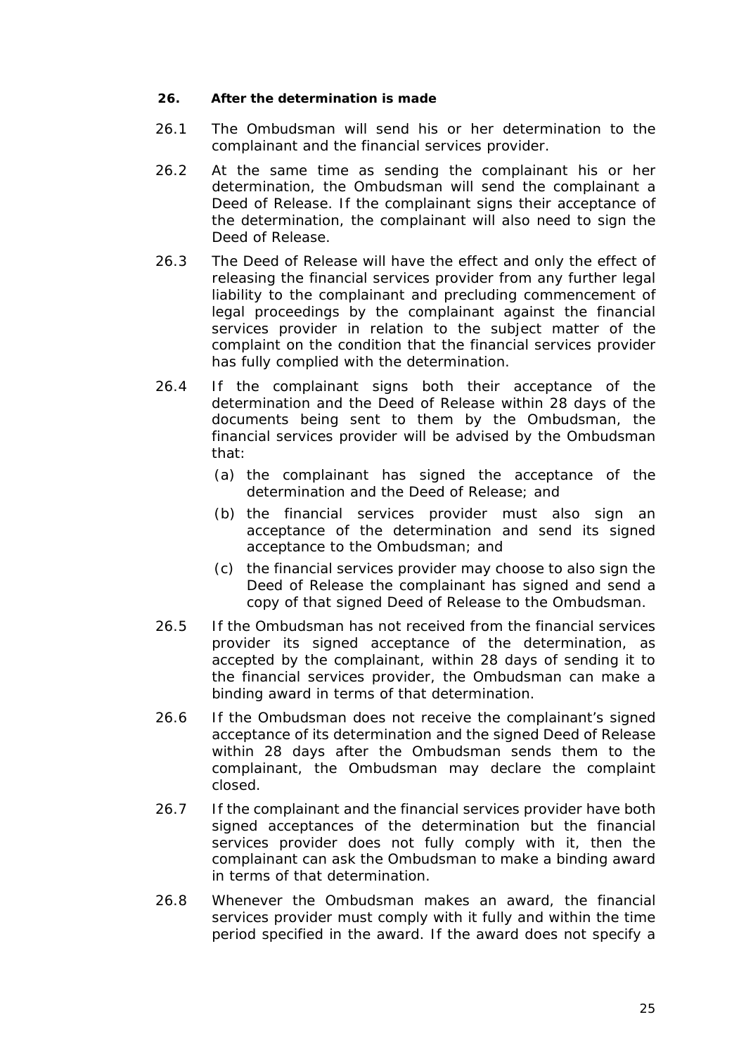### 26. After the determination is made

26.1 The Ombudsman will send his or her determination to the complainant and the financial services provider.

26.2 At the same time as sending the complainant his or her determination, the Ombudsman will send the complainant a Deed of Release. If the complainant signs their acceptance of the determination, the complainant will also need to sign the Deed of Release.

26.3 The Deed of Release will have the effect and only the effect of releasing the financial services provider from any further legal liability to the complainant and precluding commencement of legal proceedings by the complainant against the financial services provider in relation to the subject matter of the complaint on the condition that the financial services provider has fully complied with the determination.

26.4 If the complainant signs both their acceptance of the determination and the Deed of Release within 28 days of the documents being sent to them by the Ombudsman, the financial services provider will be advised by the Ombudsman that:

- (a) the complainant has signed the acceptance of the determination and the Deed of Release; and
- (b) the financial services provider must also sign an acceptance of the determination and send its signed acceptance to the Ombudsman; and
- (c) the financial services provider may choose to also sign the Deed of Release the complainant has signed and send a copy of that signed Deed of Release to the Ombudsman.

26.5 If the Ombudsman has not received from the financial services provider its signed acceptance of the determination, as accepted by the complainant, within 28 days of sending it to the financial services provider, the Ombudsman can make a binding award in terms of that determination.

26.6 If the Ombudsman does not receive the complainant's signed acceptance of its determination and the signed Deed of Release within 28 days after the Ombudsman sends them to the complainant, the Ombudsman may declare the complaint closed.

26.7 If the complainant and the financial services provider have both signed acceptances of the determination but the financial services provider does not fully comply with it, then the complainant can ask the Ombudsman to make a binding award in terms of that determination.

26.8 Whenever the Ombudsman makes an award, the financial services provider must comply with it fully and within the time period specified in the award. If the award does not specify a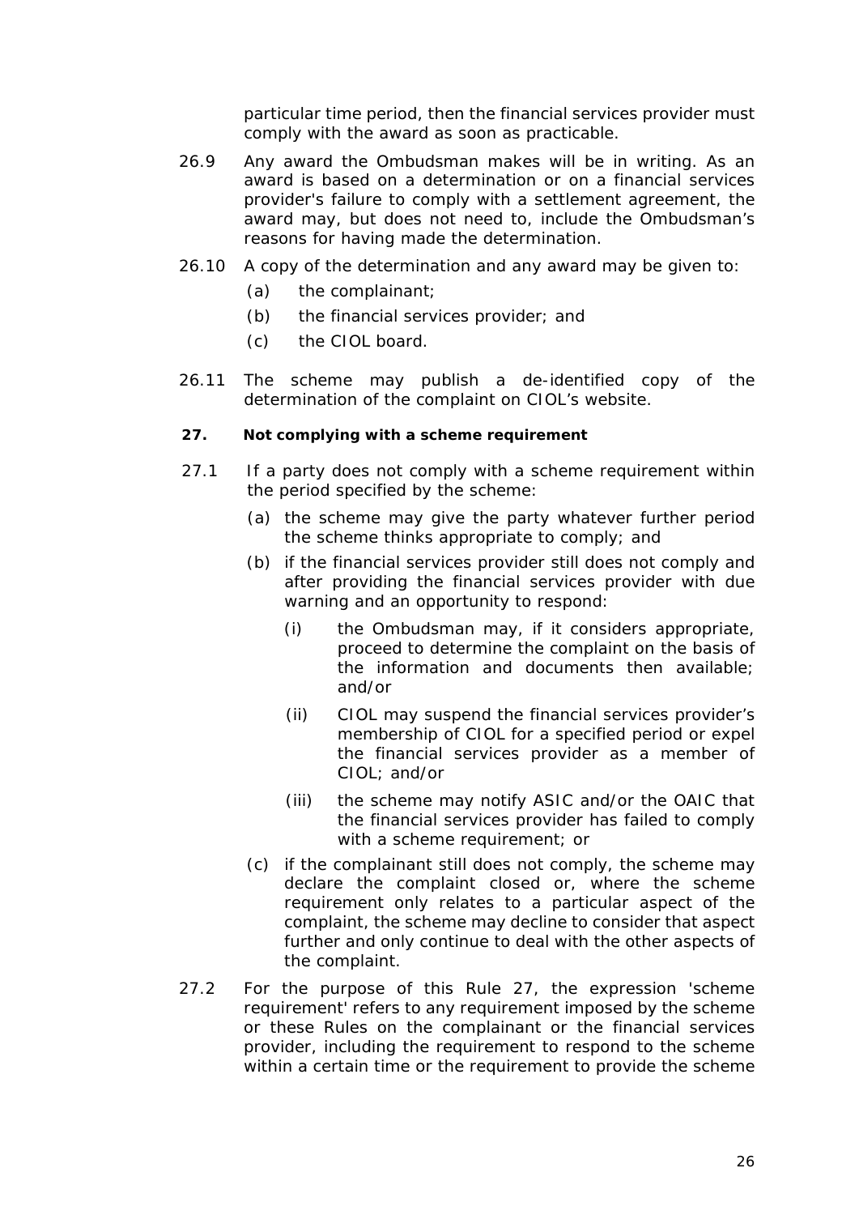particular time period, then the financial services provider must comply with the award as soon as practicable.

26.9 Any award the Ombudsman makes will be in writing. As an award is based on a determination or on a financial services provider's failure to comply with a settlement agreement, the award may, but does not need to, include the Ombudsman's reasons for having made the determination.

26.10 A copy of the determination and any award may be given to:

- (a) the complainant;
- (b) the financial services provider; and
- (c) the CIOL board.

26.11 The scheme may publish a de-identified copy of the determination of the complaint on CIOL's website.

**27. Not complying with a scheme requirement**

27.1 If a party does not comply with a scheme requirement within the period specified by the scheme:

- (a) the scheme may give the party whatever further period the scheme thinks appropriate to comply; and
- (b) if the financial services provider still does not comply and after providing the financial services provider with due warning and an opportunity to respond:
  - (i) the Ombudsman may, if it considers appropriate, proceed to determine the complaint on the basis of the information and documents then available; and/or
  - (ii) CIOL may suspend the financial services provider's membership of CIOL for a specified period or expel the financial services provider as a member of CIOL; and/or
  - (iii) the scheme may notify ASIC and/or the OAIC that the financial services provider has failed to comply with a scheme requirement; or
- (c) if the complainant still does not comply, the scheme may declare the complaint closed or, where the scheme requirement only relates to a particular aspect of the complaint, the scheme may decline to consider that aspect further and only continue to deal with the other aspects of the complaint.

27.2 For the purpose of this Rule 27, the expression 'scheme requirement' refers to any requirement imposed by the scheme or these Rules on the complainant or the financial services provider, including the requirement to respond to the scheme within a certain time or the requirement to provide the scheme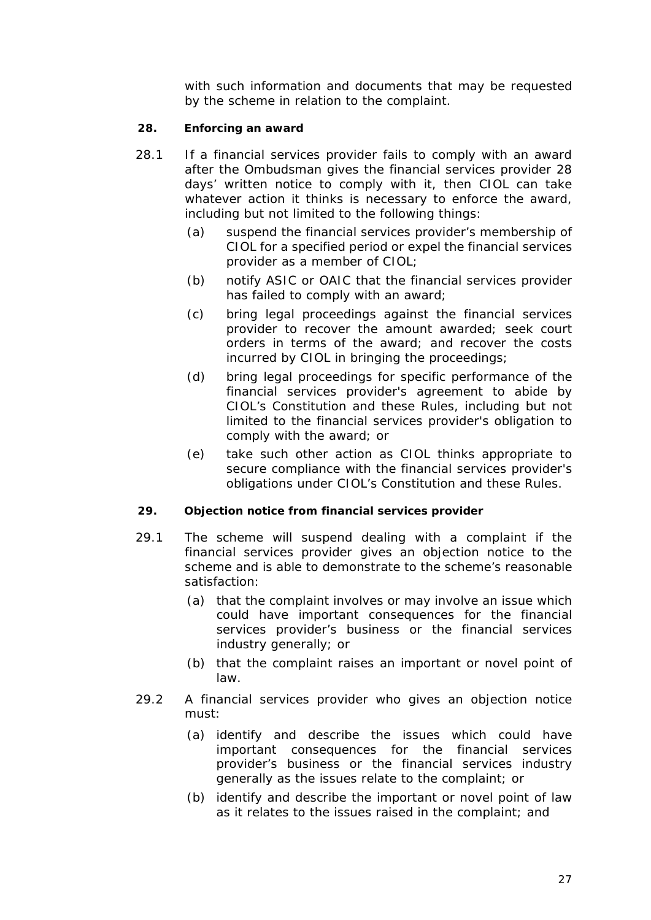with such information and documents that may be requested by the scheme in relation to the complaint.

### 28. Enforcing an award

28.1 If a financial services provider fails to comply with an award after the Ombudsman gives the financial services provider 28 days' written notice to comply with it, then CIOL can take whatever action it thinks is necessary to enforce the award, including but not limited to the following things:

- (a) suspend the financial services provider's membership of CIOL for a specified period or expel the financial services provider as a member of CIOL;
- (b) notify ASIC or OAIC that the financial services provider has failed to comply with an award;
- (c) bring legal proceedings against the financial services provider to recover the amount awarded; seek court orders in terms of the award; and recover the costs incurred by CIOL in bringing the proceedings;
- (d) bring legal proceedings for specific performance of the financial services provider's agreement to abide by CIOL's Constitution and these Rules, including but not limited to the financial services provider's obligation to comply with the award; or
- (e) take such other action as CIOL thinks appropriate to secure compliance with the financial services provider's obligations under CIOL's Constitution and these Rules.

### 29. Objection notice from financial services provider

29.1 The scheme will suspend dealing with a complaint if the financial services provider gives an objection notice to the scheme and is able to demonstrate to the scheme's reasonable satisfaction:

- (a) that the complaint involves or may involve an issue which could have important consequences for the financial services provider's business or the financial services industry generally; or
- (b) that the complaint raises an important or novel point of law.

29.2 A financial services provider who gives an objection notice must:

- (a) identify and describe the issues which could have important consequences for the financial services provider's business or the financial services industry generally as the issues relate to the complaint; or
- (b) identify and describe the important or novel point of law as it relates to the issues raised in the complaint; and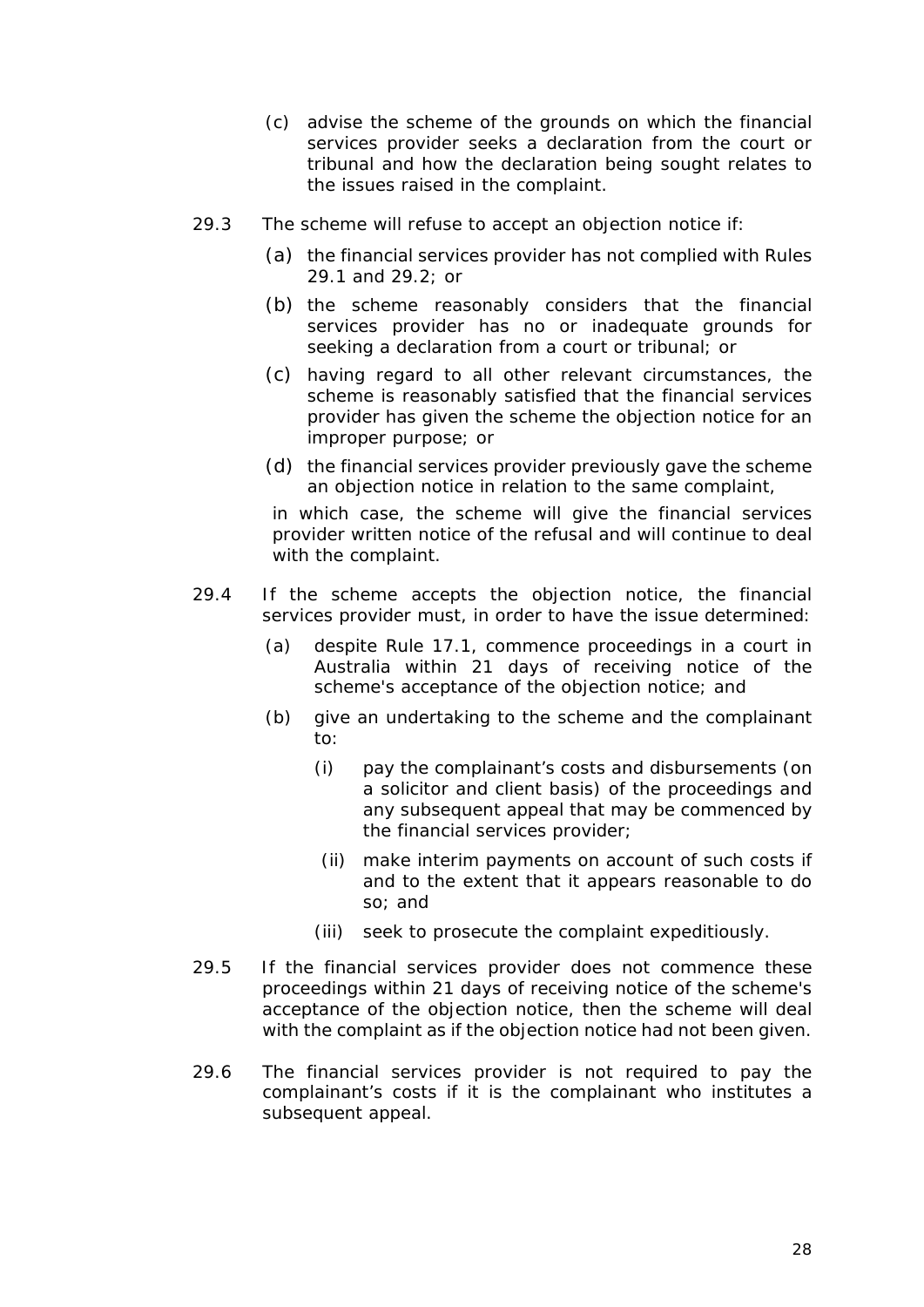(c) advise the scheme of the grounds on which the financial services provider seeks a declaration from the court or tribunal and how the declaration being sought relates to the issues raised in the complaint.

29.3 The scheme will refuse to accept an objection notice if:

(a) the financial services provider has not complied with Rules 29.1 and 29.2; or

(b) the scheme reasonably considers that the financial services provider has no or inadequate grounds for seeking a declaration from a court or tribunal; or

(c) having regard to all other relevant circumstances, the scheme is reasonably satisfied that the financial services provider has given the scheme the objection notice for an improper purpose; or

(d) the financial services provider previously gave the scheme an objection notice in relation to the same complaint,

in which case, the scheme will give the financial services provider written notice of the refusal and will continue to deal with the complaint.

29.4 If the scheme accepts the objection notice, the financial services provider must, in order to have the issue determined:

(a) despite Rule 17.1, commence proceedings in a court in Australia within 21 days of receiving notice of the scheme's acceptance of the objection notice; and

(b) give an undertaking to the scheme and the complainant to:

(i) pay the complainant's costs and disbursements (on a solicitor and client basis) of the proceedings and any subsequent appeal that may be commenced by the financial services provider;

(ii) make interim payments on account of such costs if and to the extent that it appears reasonable to do so; and

(iii) seek to prosecute the complaint expeditiously.

29.5 If the financial services provider does not commence these proceedings within 21 days of receiving notice of the scheme's acceptance of the objection notice, then the scheme will deal with the complaint as if the objection notice had not been given.

29.6 The financial services provider is not required to pay the complainant's costs if it is the complainant who institutes a subsequent appeal.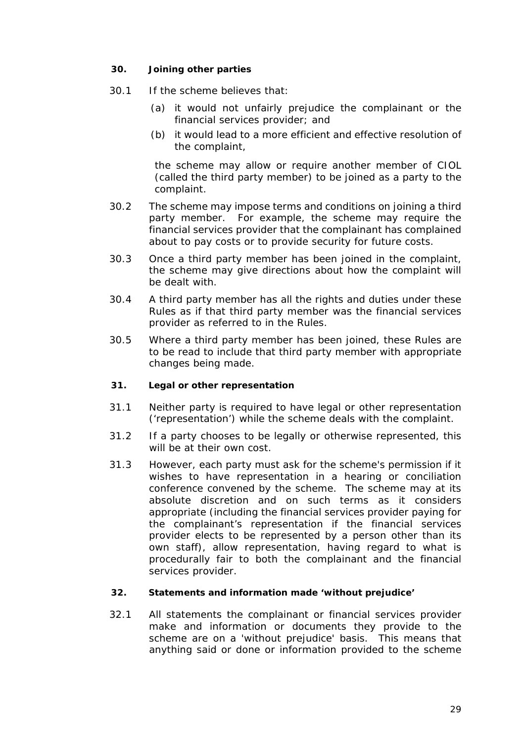### 30. Joining other parties

30.1 If the scheme believes that:

(a) it would not unfairly prejudice the complainant or the financial services provider; and

(b) it would lead to a more efficient and effective resolution of the complaint,

the scheme may allow or require another member of CIOL (called the third party member) to be joined as a party to the complaint.

30.2 The scheme may impose terms and conditions on joining a third party member. For example, the scheme may require the financial services provider that the complainant has complained about to pay costs or to provide security for future costs.

30.3 Once a third party member has been joined in the complaint, the scheme may give directions about how the complaint will be dealt with.

30.4 A third party member has all the rights and duties under these Rules as if that third party member was the financial services provider as referred to in the Rules.

30.5 Where a third party member has been joined, these Rules are to be read to include that third party member with appropriate changes being made.

### 31. Legal or other representation

31.1 Neither party is required to have legal or other representation ('representation') while the scheme deals with the complaint.

31.2 If a party chooses to be legally or otherwise represented, this will be at their own cost.

31.3 However, each party must ask for the scheme's permission if it wishes to have representation in a hearing or conciliation conference convened by the scheme. The scheme may at its absolute discretion and on such terms as it considers appropriate (including the financial services provider paying for the complainant's representation if the financial services provider elects to be represented by a person other than its own staff), allow representation, having regard to what is procedurally fair to both the complainant and the financial services provider.

### 32. Statements and information made 'without prejudice'

32.1 All statements the complainant or financial services provider make and information or documents they provide to the scheme are on a 'without prejudice' basis. This means that anything said or done or information provided to the scheme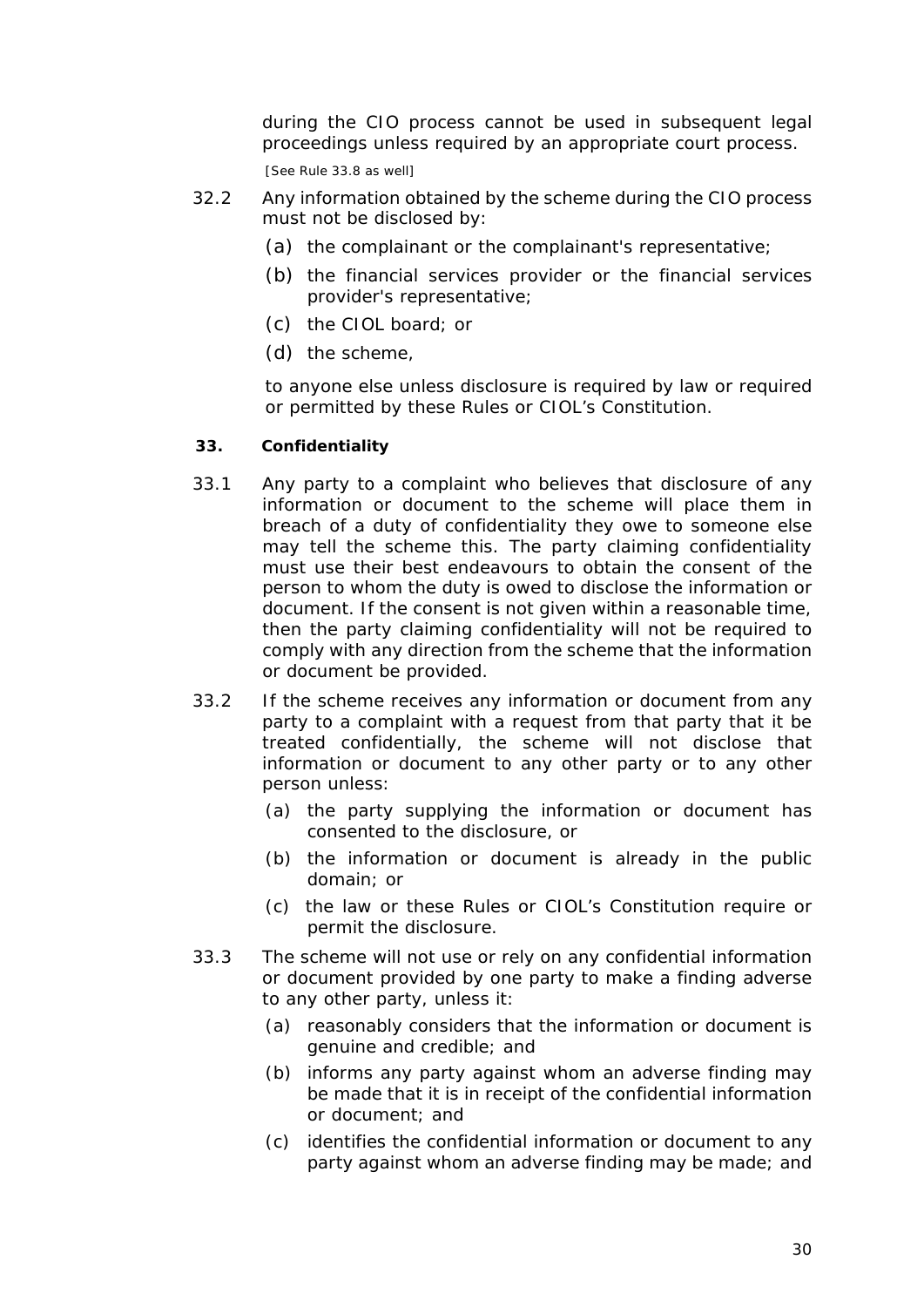during the CIO process cannot be used in subsequent legal proceedings unless required by an appropriate court process.

[See Rule 33.8 as well]

32.2 Any information obtained by the scheme during the CIO process must not be disclosed by:

(a) the complainant or the complainant's representative;

(b) the financial services provider or the financial services provider's representative;

(c) the CIOL board; or

(d) the scheme,

to anyone else unless disclosure is required by law or required or permitted by these Rules or CIOL's Constitution.

### 33. Confidentiality

33.1 Any party to a complaint who believes that disclosure of any information or document to the scheme will place them in breach of a duty of confidentiality they owe to someone else may tell the scheme this. The party claiming confidentiality must use their best endeavours to obtain the consent of the person to whom the duty is owed to disclose the information or document. If the consent is not given within a reasonable time, then the party claiming confidentiality will not be required to comply with any direction from the scheme that the information or document be provided.

33.2 If the scheme receives any information or document from any party to a complaint with a request from that party that it be treated confidentially, the scheme will not disclose that information or document to any other party or to any other person unless:

(a) the party supplying the information or document has consented to the disclosure, or

(b) the information or document is already in the public domain; or

(c) the law or these Rules or CIOL's Constitution require or permit the disclosure.

33.3 The scheme will not use or rely on any confidential information or document provided by one party to make a finding adverse to any other party, unless it:

(a) reasonably considers that the information or document is genuine and credible; and

(b) informs any party against whom an adverse finding may be made that it is in receipt of the confidential information or document; and

(c) identifies the confidential information or document to any party against whom an adverse finding may be made; and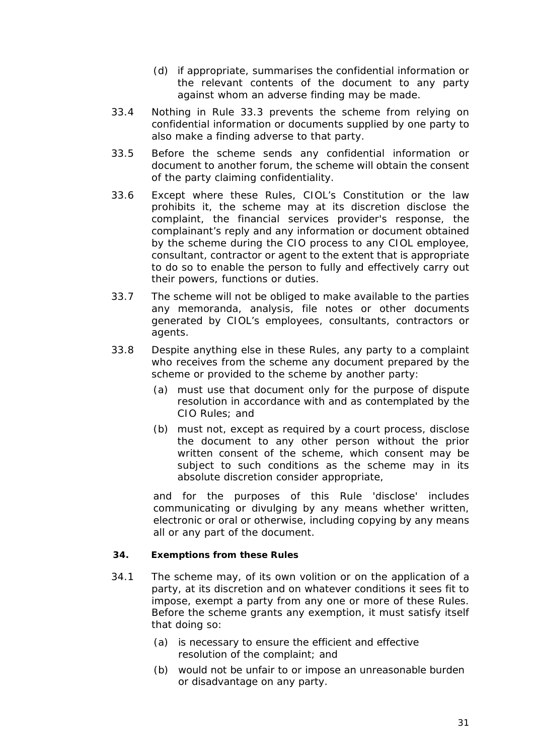(d) if appropriate, summarises the confidential information or the relevant contents of the document to any party against whom an adverse finding may be made.

33.4 Nothing in Rule 33.3 prevents the scheme from relying on confidential information or documents supplied by one party to also make a finding adverse to that party.

33.5 Before the scheme sends any confidential information or document to another forum, the scheme will obtain the consent of the party claiming confidentiality.

33.6 Except where these Rules, CIOL's Constitution or the law prohibits it, the scheme may at its discretion disclose the complaint, the financial services provider's response, the complainant's reply and any information or document obtained by the scheme during the CIO process to any CIOL employee, consultant, contractor or agent to the extent that is appropriate to do so to enable the person to fully and effectively carry out their powers, functions or duties.

33.7 The scheme will not be obliged to make available to the parties any memoranda, analysis, file notes or other documents generated by CIOL's employees, consultants, contractors or agents.

33.8 Despite anything else in these Rules, any party to a complaint who receives from the scheme any document prepared by the scheme or provided to the scheme by another party:

(a) must use that document only for the purpose of dispute resolution in accordance with and as contemplated by the CIO Rules; and

(b) must not, except as required by a court process, disclose the document to any other person without the prior written consent of the scheme, which consent may be subject to such conditions as the scheme may in its absolute discretion consider appropriate,

and for the purposes of this Rule 'disclose' includes communicating or divulging by any means whether written, electronic or oral or otherwise, including copying by any means all or any part of the document.

### 34. Exemptions from these Rules

34.1 The scheme may, of its own volition or on the application of a party, at its discretion and on whatever conditions it sees fit to impose, exempt a party from any one or more of these Rules. Before the scheme grants any exemption, it must satisfy itself that doing so:

(a) is necessary to ensure the efficient and effective resolution of the complaint; and

(b) would not be unfair to or impose an unreasonable burden or disadvantage on any party.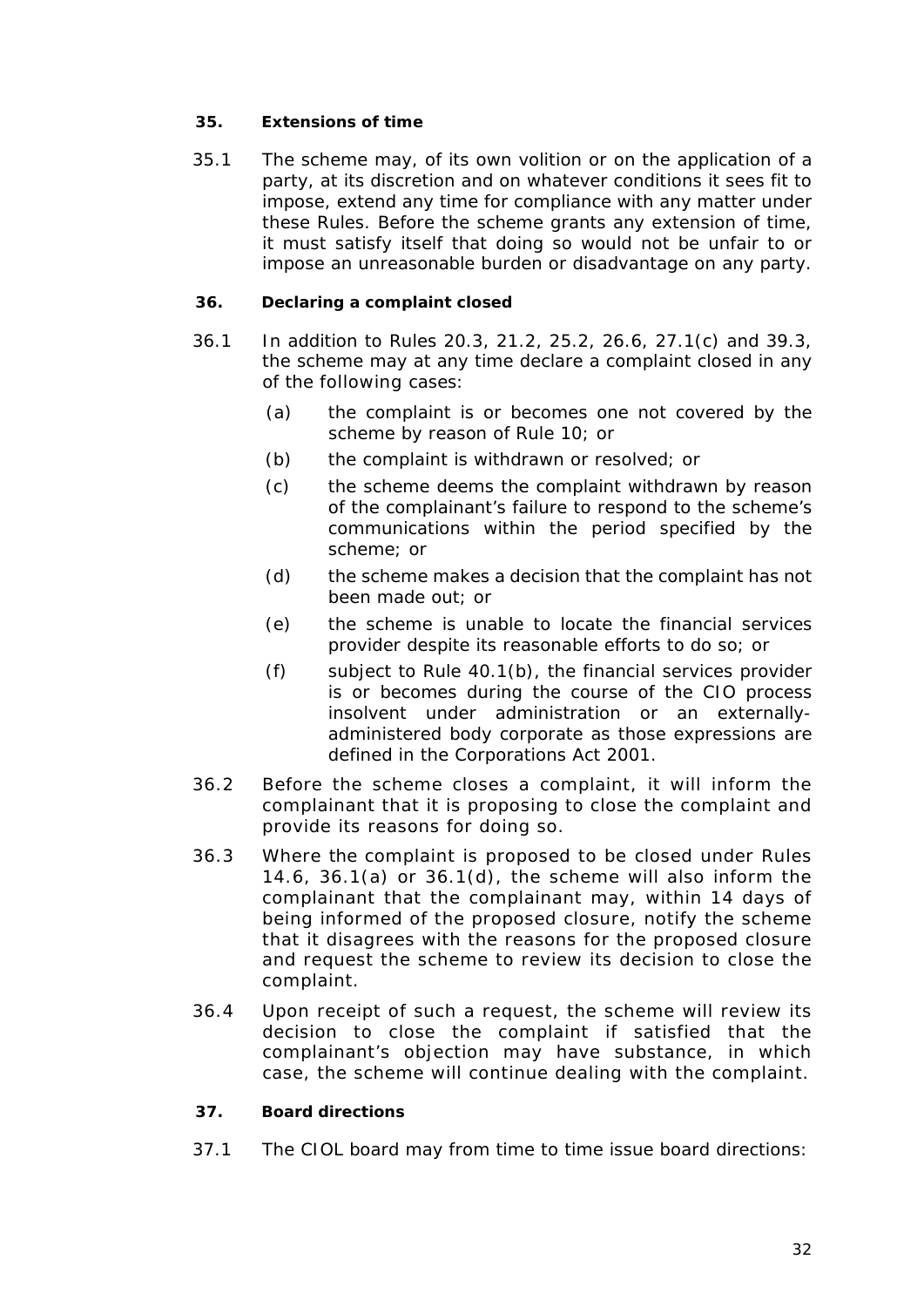**35. Extensions of time**

35.1 The scheme may, of its own volition or on the application of a party, at its discretion and on whatever conditions it sees fit to impose, extend any time for compliance with any matter under these Rules. Before the scheme grants any extension of time, it must satisfy itself that doing so would not be unfair to or impose an unreasonable burden or disadvantage on any party.

**36. Declaring a complaint closed**

36.1 In addition to Rules 20.3, 21.2, 25.2, 26.6, 27.1(c) and 39.3, the scheme may at any time declare a complaint closed in any of the following cases:

(a) the complaint is or becomes one not covered by the scheme by reason of Rule 10; or

(b) the complaint is withdrawn or resolved; or

(c) the scheme deems the complaint withdrawn by reason of the complainant's failure to respond to the scheme's communications within the period specified by the scheme; or

(d) the scheme makes a decision that the complaint has not been made out; or

(e) the scheme is unable to locate the financial services provider despite its reasonable efforts to do so; or

(f) subject to Rule 40.1(b), the financial services provider is or becomes during the course of the CIO process insolvent under administration or an externally-administered body corporate as those expressions are defined in the Corporations Act 2001.

36.2 Before the scheme closes a complaint, it will inform the complainant that it is proposing to close the complaint and provide its reasons for doing so.

36.3 Where the complaint is proposed to be closed under Rules 14.6, 36.1(a) or 36.1(d), the scheme will also inform the complainant that the complainant may, within 14 days of being informed of the proposed closure, notify the scheme that it disagrees with the reasons for the proposed closure and request the scheme to review its decision to close the complaint.

36.4 Upon receipt of such a request, the scheme will review its decision to close the complaint if satisfied that the complainant's objection may have substance, in which case, the scheme will continue dealing with the complaint.

**37. Board directions**

37.1 The CIOL board may from time to time issue board directions: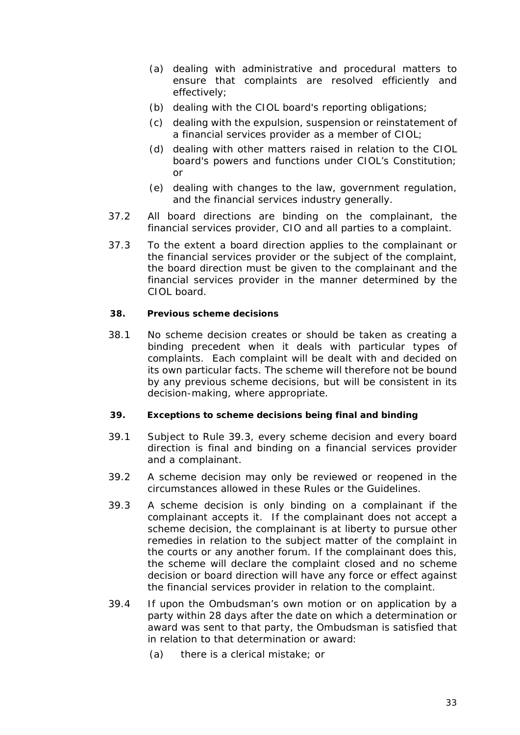(a) dealing with administrative and procedural matters to ensure that complaints are resolved efficiently and effectively;

(b) dealing with the CIOL board's reporting obligations;

(c) dealing with the expulsion, suspension or reinstatement of a financial services provider as a member of CIOL;

(d) dealing with other matters raised in relation to the CIOL board's powers and functions under CIOL's Constitution; or

(e) dealing with changes to the law, government regulation, and the financial services industry generally.

37.2 All board directions are binding on the complainant, the financial services provider, CIO and all parties to a complaint.

37.3 To the extent a board direction applies to the complainant or the financial services provider or the subject of the complaint, the board direction must be given to the complainant and the financial services provider in the manner determined by the CIOL board.

**38. Previous scheme decisions**

38.1 No scheme decision creates or should be taken as creating a binding precedent when it deals with particular types of complaints. Each complaint will be dealt with and decided on its own particular facts. The scheme will therefore not be bound by any previous scheme decisions, but will be consistent in its decision-making, where appropriate.

**39. Exceptions to scheme decisions being final and binding**

39.1 Subject to Rule 39.3, every scheme decision and every board direction is final and binding on a financial services provider and a complainant.

39.2 A scheme decision may only be reviewed or reopened in the circumstances allowed in these Rules or the Guidelines.

39.3 A scheme decision is only binding on a complainant if the complainant accepts it. If the complainant does not accept a scheme decision, the complainant is at liberty to pursue other remedies in relation to the subject matter of the complaint in the courts or any another forum. If the complainant does this, the scheme will declare the complaint closed and no scheme decision or board direction will have any force or effect against the financial services provider in relation to the complaint.

39.4 If upon the Ombudsman's own motion or on application by a party within 28 days after the date on which a determination or award was sent to that party, the Ombudsman is satisfied that in relation to that determination or award:

(a) there is a clerical mistake; or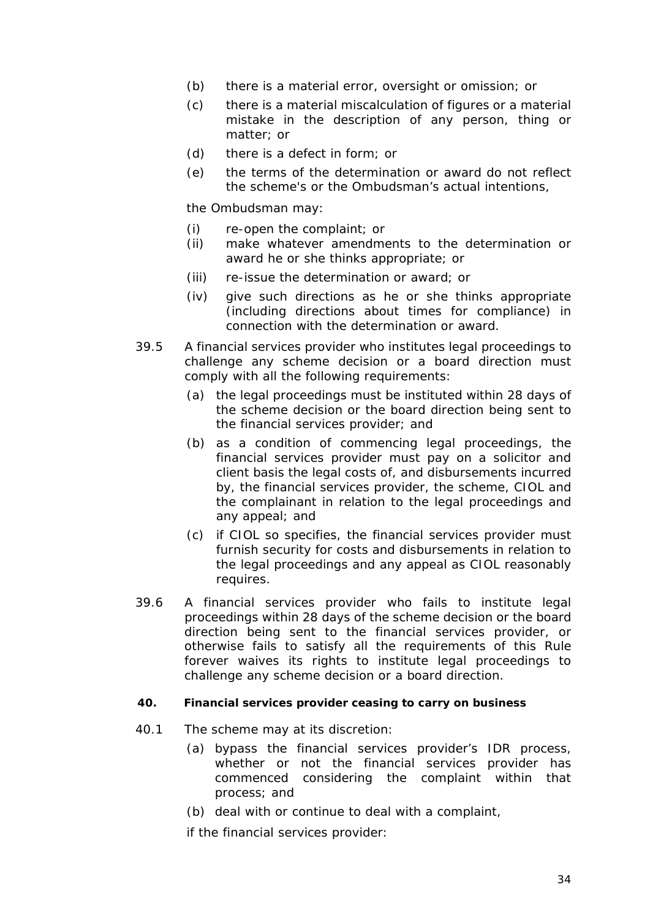(b) there is a material error, oversight or omission; or

(c) there is a material miscalculation of figures or a material mistake in the description of any person, thing or matter; or

(d) there is a defect in form; or

(e) the terms of the determination or award do not reflect the scheme's or the Ombudsman's actual intentions,

the Ombudsman may:

(i) re-open the complaint; or

(ii) make whatever amendments to the determination or award he or she thinks appropriate; or

(iii) re-issue the determination or award; or

(iv) give such directions as he or she thinks appropriate (including directions about times for compliance) in connection with the determination or award.

39.5 A financial services provider who institutes legal proceedings to challenge any scheme decision or a board direction must comply with all the following requirements:

(a) the legal proceedings must be instituted within 28 days of the scheme decision or the board direction being sent to the financial services provider; and

(b) as a condition of commencing legal proceedings, the financial services provider must pay on a solicitor and client basis the legal costs of, and disbursements incurred by, the financial services provider, the scheme, CIOL and the complainant in relation to the legal proceedings and any appeal; and

(c) if CIOL so specifies, the financial services provider must furnish security for costs and disbursements in relation to the legal proceedings and any appeal as CIOL reasonably requires.

39.6 A financial services provider who fails to institute legal proceedings within 28 days of the scheme decision or the board direction being sent to the financial services provider, or otherwise fails to satisfy all the requirements of this Rule forever waives its rights to institute legal proceedings to challenge any scheme decision or a board direction.

**40. Financial services provider ceasing to carry on business**

40.1 The scheme may at its discretion:

(a) bypass the financial services provider's IDR process, whether or not the financial services provider has commenced considering the complaint within that process; and

(b) deal with or continue to deal with a complaint,

if the financial services provider: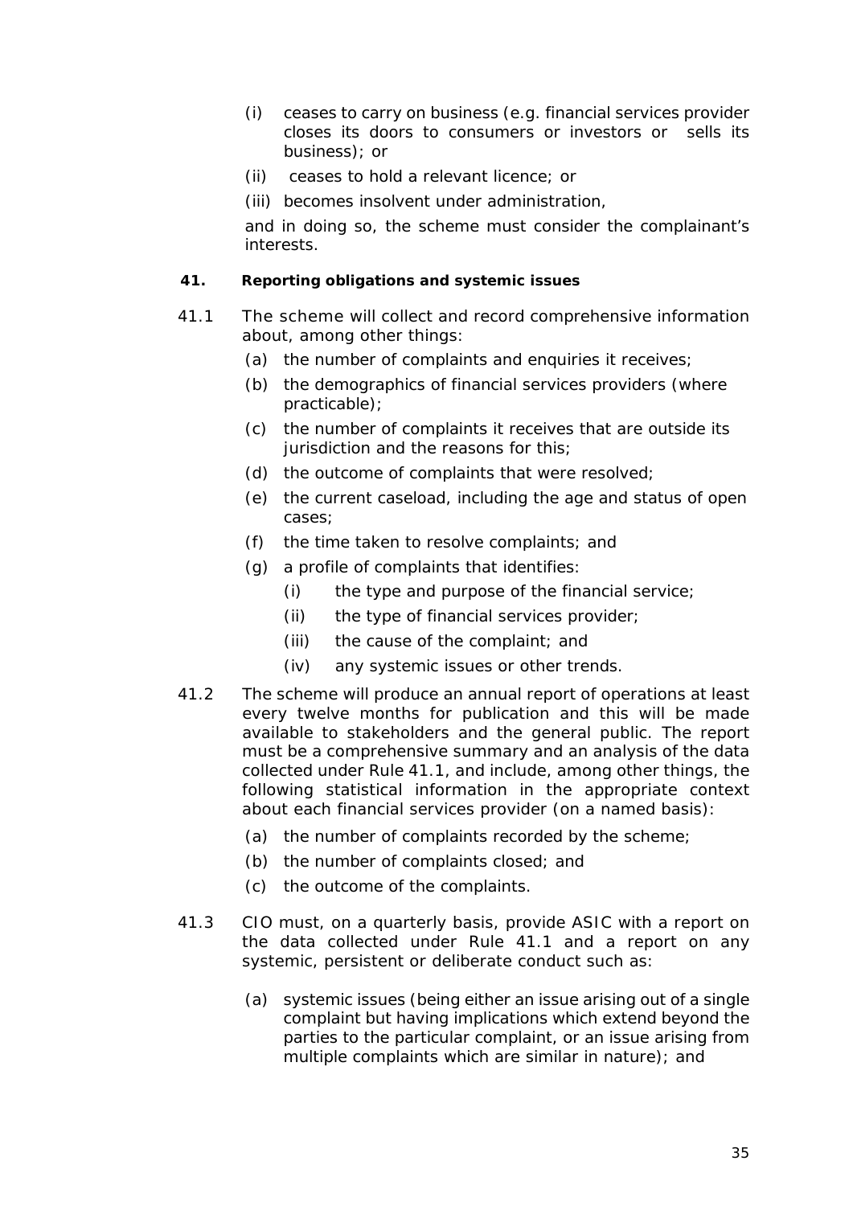(i) ceases to carry on business (e.g. financial services provider closes its doors to consumers or investors or sells its business); or

(ii) ceases to hold a relevant licence; or

(iii) becomes insolvent under administration,

and in doing so, the scheme must consider the complainant's interests.

**41. Reporting obligations and systemic issues**

41.1 The scheme will collect and record comprehensive information about, among other things:

- (a) the number of complaints and enquiries it receives;
- (b) the demographics of financial services providers (where practicable);
- (c) the number of complaints it receives that are outside its jurisdiction and the reasons for this;
- (d) the outcome of complaints that were resolved;
- (e) the current caseload, including the age and status of open cases;
- (f) the time taken to resolve complaints; and
- (g) a profile of complaints that identifies:
  - (i) the type and purpose of the financial service;
  - (ii) the type of financial services provider;
  - (iii) the cause of the complaint; and
  - (iv) any systemic issues or other trends.

41.2 The scheme will produce an annual report of operations at least every twelve months for publication and this will be made available to stakeholders and the general public. The report must be a comprehensive summary and an analysis of the data collected under Rule 41.1, and include, among other things, the following statistical information in the appropriate context about each financial services provider (on a named basis):

- (a) the number of complaints recorded by the scheme;
- (b) the number of complaints closed; and
- (c) the outcome of the complaints.

41.3 CIO must, on a quarterly basis, provide ASIC with a report on the data collected under Rule 41.1 and a report on any systemic, persistent or deliberate conduct such as:

- (a) systemic issues (being either an issue arising out of a single complaint but having implications which extend beyond the parties to the particular complaint, or an issue arising from multiple complaints which are similar in nature); and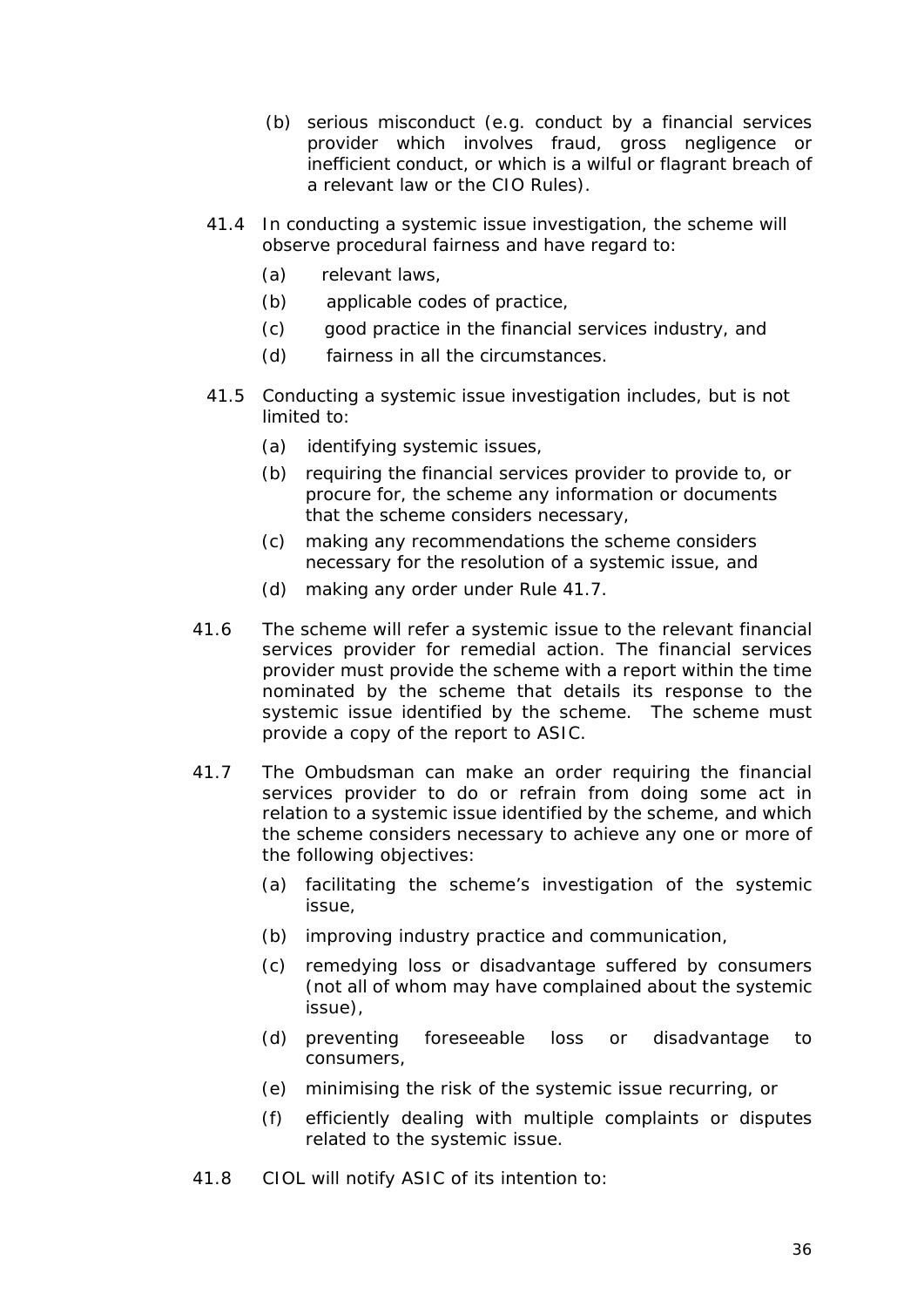(b) serious misconduct (e.g. conduct by a financial services provider which involves fraud, gross negligence or inefficient conduct, or which is a wilful or flagrant breach of a relevant law or the CIO Rules).

41.4 In conducting a systemic issue investigation, the scheme will observe procedural fairness and have regard to:

(a) relevant laws,

(b) applicable codes of practice,

(c) good practice in the financial services industry, and

(d) fairness in all the circumstances.

41.5 Conducting a systemic issue investigation includes, but is not limited to:

(a) identifying systemic issues,

(b) requiring the financial services provider to provide to, or procure for, the scheme any information or documents that the scheme considers necessary,

(c) making any recommendations the scheme considers necessary for the resolution of a systemic issue, and

(d) making any order under Rule 41.7.

41.6 The scheme will refer a systemic issue to the relevant financial services provider for remedial action. The financial services provider must provide the scheme with a report within the time nominated by the scheme that details its response to the systemic issue identified by the scheme. The scheme must provide a copy of the report to ASIC.

41.7 The Ombudsman can make an order requiring the financial services provider to do or refrain from doing some act in relation to a systemic issue identified by the scheme, and which the scheme considers necessary to achieve any one or more of the following objectives:

(a) facilitating the scheme's investigation of the systemic issue,

(b) improving industry practice and communication,

(c) remedying loss or disadvantage suffered by consumers (not all of whom may have complained about the systemic issue),

(d) preventing foreseeable loss or disadvantage to consumers,

(e) minimising the risk of the systemic issue recurring, or

(f) efficiently dealing with multiple complaints or disputes related to the systemic issue.

41.8 CIOL will notify ASIC of its intention to: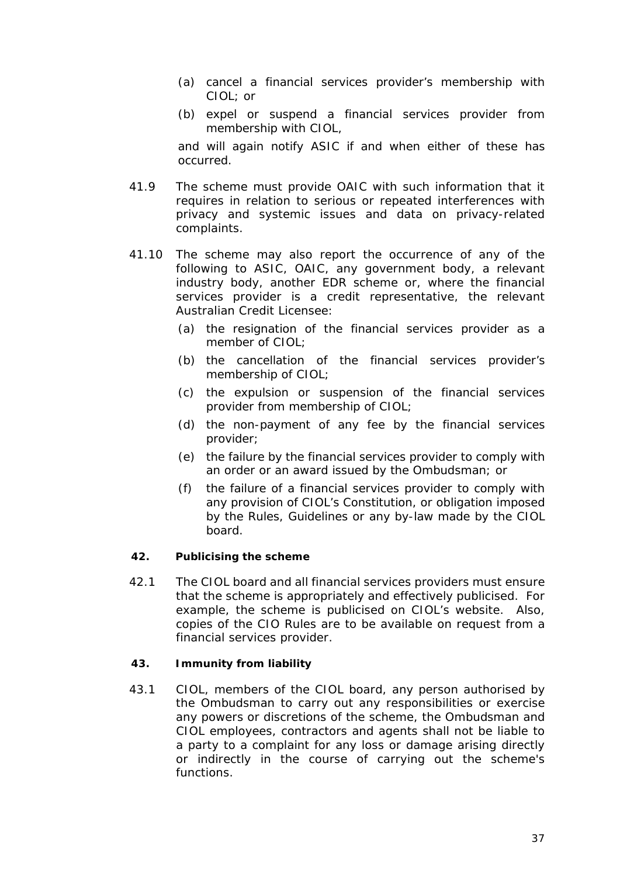(a) cancel a financial services provider's membership with CIOL; or

(b) expel or suspend a financial services provider from membership with CIOL,

and will again notify ASIC if and when either of these has occurred.

41.9 The scheme must provide OAIC with such information that it requires in relation to serious or repeated interferences with privacy and systemic issues and data on privacy-related complaints.

41.10 The scheme may also report the occurrence of any of the following to ASIC, OAIC, any government body, a relevant industry body, another EDR scheme or, where the financial services provider is a credit representative, the relevant Australian Credit Licensee:

(a) the resignation of the financial services provider as a member of CIOL;

(b) the cancellation of the financial services provider's membership of CIOL;

(c) the expulsion or suspension of the financial services provider from membership of CIOL;

(d) the non-payment of any fee by the financial services provider;

(e) the failure by the financial services provider to comply with an order or an award issued by the Ombudsman; or

(f) the failure of a financial services provider to comply with any provision of CIOL's Constitution, or obligation imposed by the Rules, Guidelines or any by-law made by the CIOL board.

**42. Publicising the scheme**

42.1 The CIOL board and all financial services providers must ensure that the scheme is appropriately and effectively publicised. For example, the scheme is publicised on CIOL's website. Also, copies of the CIO Rules are to be available on request from a financial services provider.

**43. Immunity from liability**

43.1 CIOL, members of the CIOL board, any person authorised by the Ombudsman to carry out any responsibilities or exercise any powers or discretions of the scheme, the Ombudsman and CIOL employees, contractors and agents shall not be liable to a party to a complaint for any loss or damage arising directly or indirectly in the course of carrying out the scheme's functions.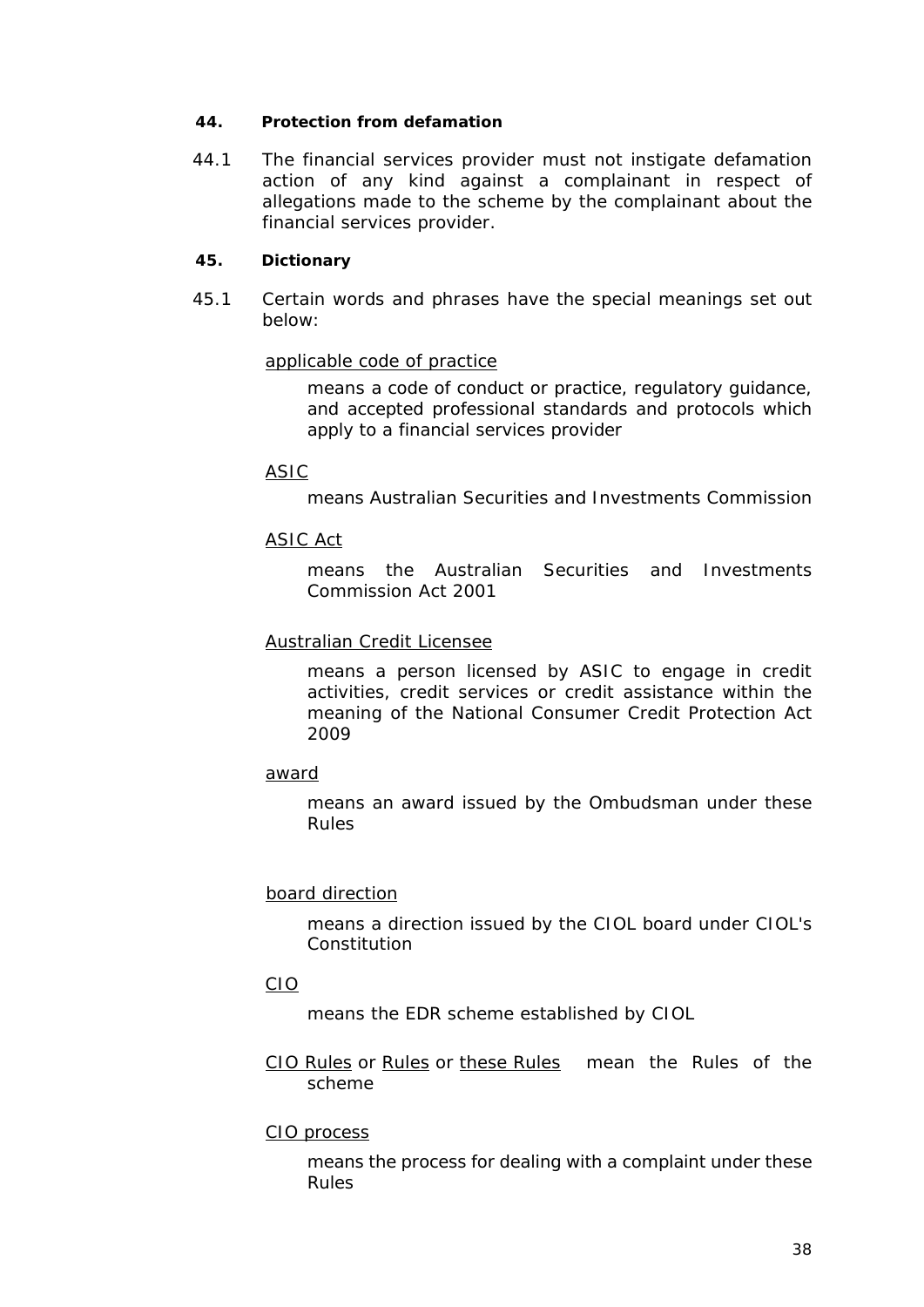**44. Protection from defamation**

44.1 The financial services provider must not instigate defamation action of any kind against a complainant in respect of allegations made to the scheme by the complainant about the financial services provider.

**45. Dictionary**

45.1 Certain words and phrases have the special meanings set out below:

<u>applicable code of practice</u>

means a code of conduct or practice, regulatory guidance, and accepted professional standards and protocols which apply to a financial services provider

<u>ASIC</u>

means Australian Securities and Investments Commission

<u>ASIC Act</u>

means the Australian Securities and Investments Commission Act 2001

<u>Australian Credit Licensee</u>

means a person licensed by ASIC to engage in credit activities, credit services or credit assistance within the meaning of the National Consumer Credit Protection Act 2009

<u>award</u>

means an award issued by the Ombudsman under these Rules

<u>board direction</u>

means a direction issued by the CIOL board under CIOL's Constitution

<u>CIO</u>

means the EDR scheme established by CIOL

<u>CIO Rules</u> or <u>Rules</u> or <u>these Rules</u> mean the Rules of the scheme

<u>CIO process</u>

means the process for dealing with a complaint under these Rules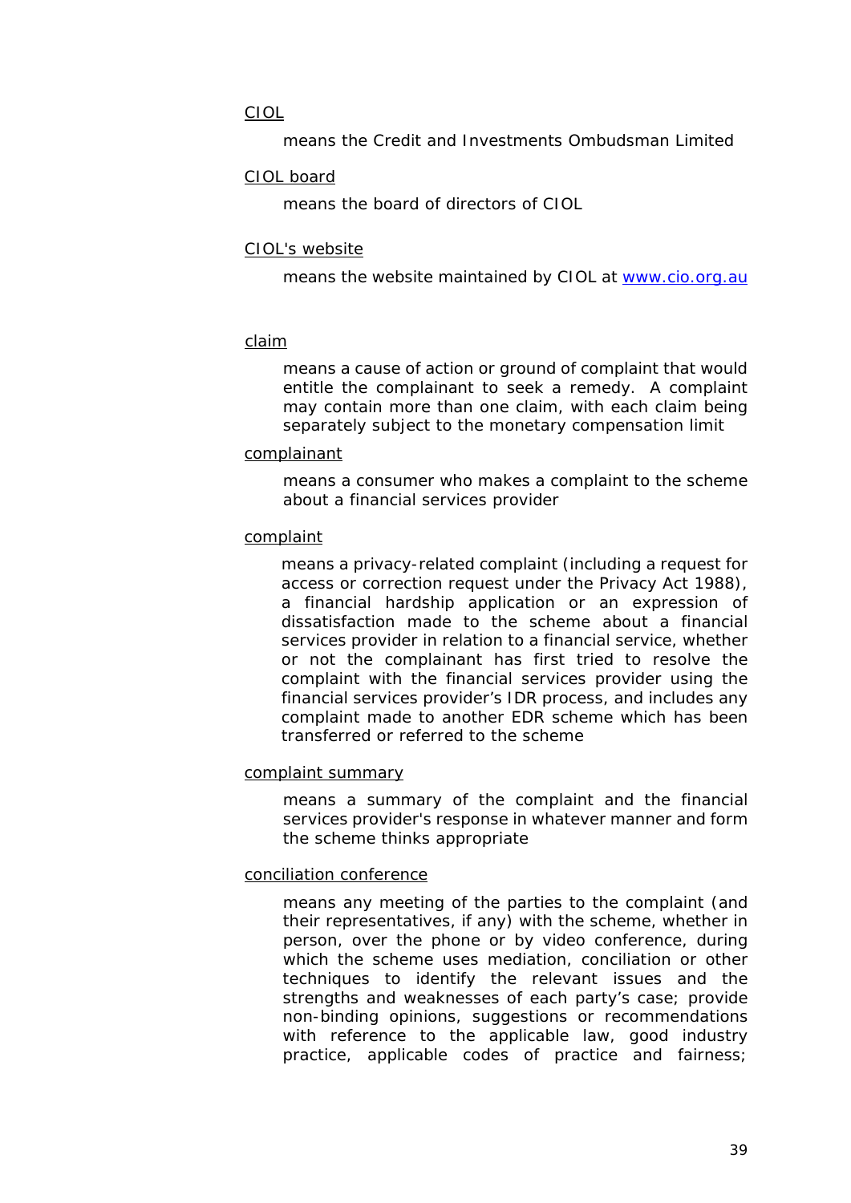CIOL

means the Credit and Investments Ombudsman Limited

CIOL board

means the board of directors of CIOL

CIOL's website

means the website maintained by CIOL at www.cio.org.au

claim

means a cause of action or ground of complaint that would entitle the complainant to seek a remedy. A complaint may contain more than one claim, with each claim being separately subject to the monetary compensation limit

complainant

means a consumer who makes a complaint to the scheme about a financial services provider

complaint

means a privacy-related complaint (including a request for access or correction request under the Privacy Act 1988), a financial hardship application or an expression of dissatisfaction made to the scheme about a financial services provider in relation to a financial service, whether or not the complainant has first tried to resolve the complaint with the financial services provider using the financial services provider's IDR process, and includes any complaint made to another EDR scheme which has been transferred or referred to the scheme

complaint summary

means a summary of the complaint and the financial services provider's response in whatever manner and form the scheme thinks appropriate

conciliation conference

means any meeting of the parties to the complaint (and their representatives, if any) with the scheme, whether in person, over the phone or by video conference, during which the scheme uses mediation, conciliation or other techniques to identify the relevant issues and the strengths and weaknesses of each party's case; provide non-binding opinions, suggestions or recommendations with reference to the applicable law, good industry practice, applicable codes of practice and fairness;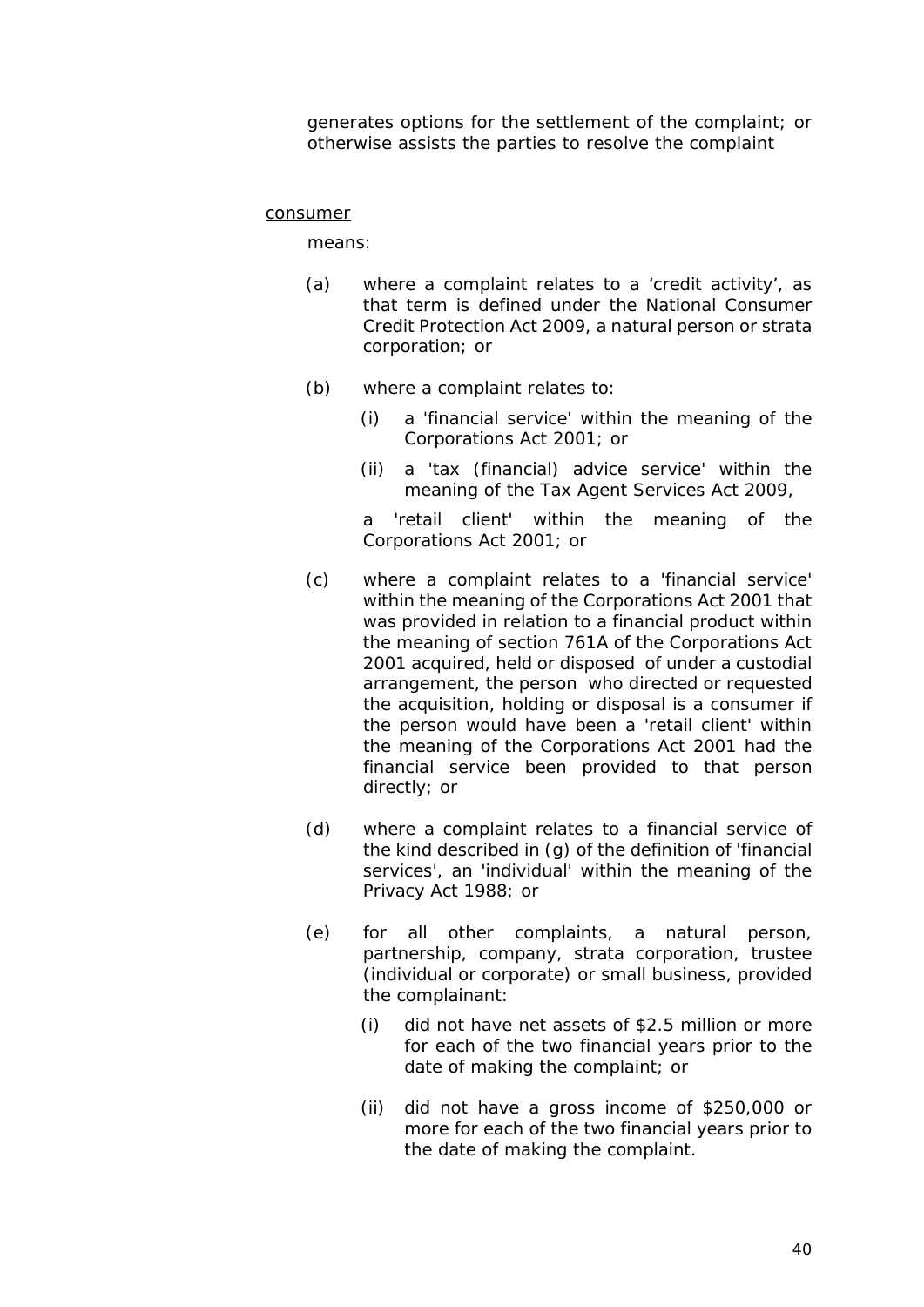generates options for the settlement of the complaint; or otherwise assists the parties to resolve the complaint

<u>consumer</u>

means:

(a) where a complaint relates to a ‘credit activity’, as that term is defined under the National Consumer Credit Protection Act 2009, a natural person or strata corporation; or

(b) where a complaint relates to:

  (i) a 'financial service' within the meaning of the Corporations Act 2001; or

  (ii) a 'tax (financial) advice service' within the meaning of the Tax Agent Services Act 2009,

  a 'retail client' within the meaning of the Corporations Act 2001; or

(c) where a complaint relates to a 'financial service' within the meaning of the Corporations Act 2001 that was provided in relation to a financial product within the meaning of section 761A of the Corporations Act 2001 acquired, held or disposed of under a custodial arrangement, the person who directed or requested the acquisition, holding or disposal is a consumer if the person would have been a 'retail client' within the meaning of the Corporations Act 2001 had the financial service been provided to that person directly; or

(d) where a complaint relates to a financial service of the kind described in (g) of the definition of 'financial services', an 'individual' within the meaning of the Privacy Act 1988; or

(e) for all other complaints, a natural person, partnership, company, strata corporation, trustee (individual or corporate) or small business, provided the complainant:

  (i) did not have net assets of $2.5 million or more for each of the two financial years prior to the date of making the complaint; or

  (ii) did not have a gross income of $250,000 or more for each of the two financial years prior to the date of making the complaint.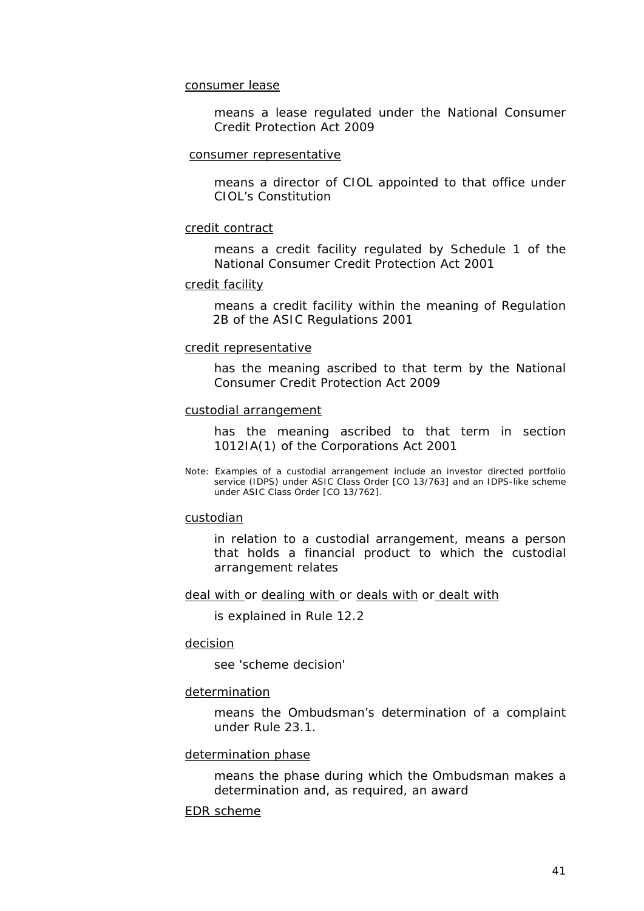consumer lease

means a lease regulated under the National Consumer Credit Protection Act 2009

consumer representative

means a director of CIOL appointed to that office under CIOL's Constitution

credit contract

means a credit facility regulated by Schedule 1 of the National Consumer Credit Protection Act 2001

credit facility

means a credit facility within the meaning of Regulation 2B of the ASIC Regulations 2001

credit representative

has the meaning ascribed to that term by the National Consumer Credit Protection Act 2009

custodial arrangement

has the meaning ascribed to that term in section 1012IA(1) of the Corporations Act 2001

Note: Examples of a custodial arrangement include an investor directed portfolio service (IDPS) under ASIC Class Order [CO 13/763] and an IDPS-like scheme under ASIC Class Order [CO 13/762].

custodian

in relation to a custodial arrangement, means a person that holds a financial product to which the custodial arrangement relates

deal with or dealing with or deals with or dealt with

is explained in Rule 12.2

decision

see 'scheme decision'

determination

means the Ombudsman's determination of a complaint under Rule 23.1.

determination phase

means the phase during which the Ombudsman makes a determination and, as required, an award

EDR scheme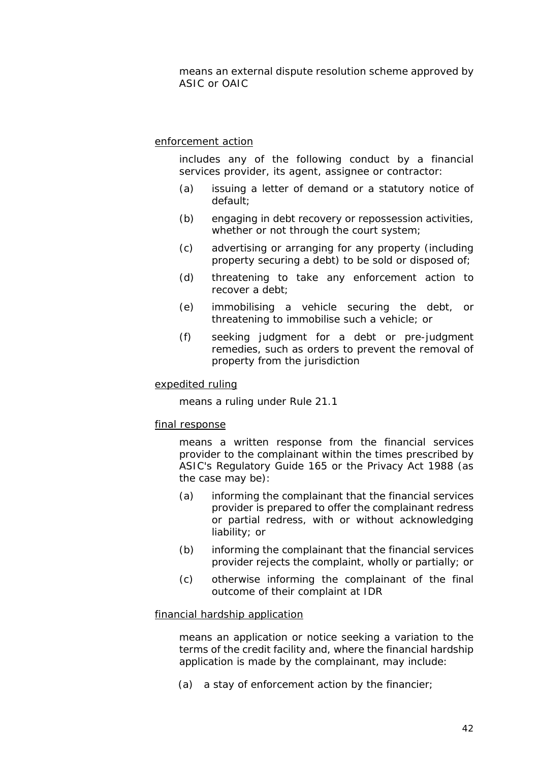means an external dispute resolution scheme approved by ASIC or OAIC

<u>enforcement action</u>

includes any of the following conduct by a financial services provider, its agent, assignee or contractor:

(a) issuing a letter of demand or a statutory notice of default;

(b) engaging in debt recovery or repossession activities, whether or not through the court system;

(c) advertising or arranging for any property (including property securing a debt) to be sold or disposed of;

(d) threatening to take any enforcement action to recover a debt;

(e) immobilising a vehicle securing the debt, or threatening to immobilise such a vehicle; or

(f) seeking judgment for a debt or pre-judgment remedies, such as orders to prevent the removal of property from the jurisdiction

<u>expedited ruling</u>

means a ruling under Rule 21.1

<u>final response</u>

means a written response from the financial services provider to the complainant within the times prescribed by ASIC's Regulatory Guide 165 or the Privacy Act 1988 (as the case may be):

(a) informing the complainant that the financial services provider is prepared to offer the complainant redress or partial redress, with or without acknowledging liability; or

(b) informing the complainant that the financial services provider rejects the complaint, wholly or partially; or

(c) otherwise informing the complainant of the final outcome of their complaint at IDR

<u>financial hardship application</u>

means an application or notice seeking a variation to the terms of the credit facility and, where the financial hardship application is made by the complainant, may include:

(a) a stay of enforcement action by the financier;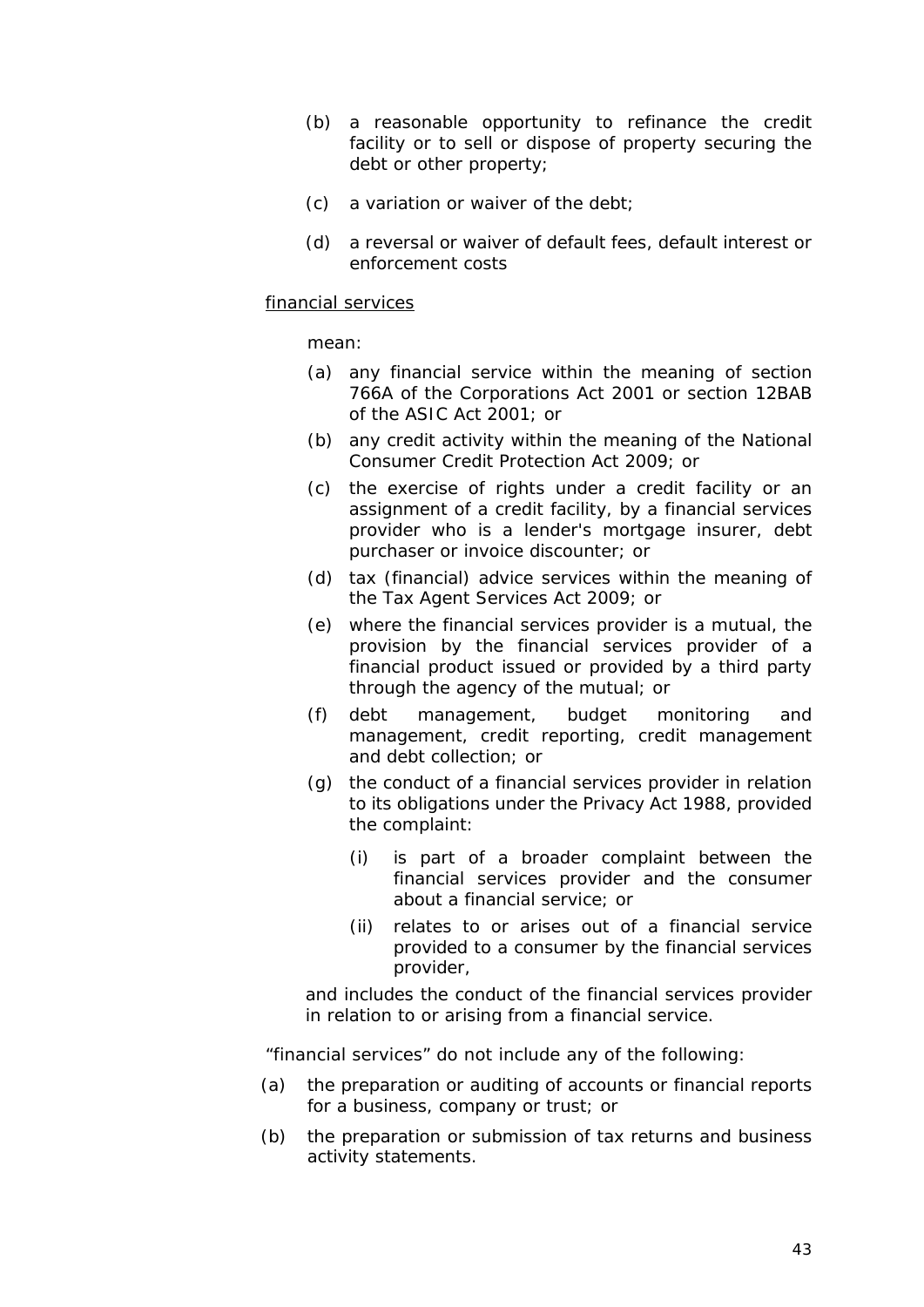(b) a reasonable opportunity to refinance the credit facility or to sell or dispose of property securing the debt or other property;

(c) a variation or waiver of the debt;

(d) a reversal or waiver of default fees, default interest or enforcement costs

<u>financial services</u>

mean:

(a) any financial service within the meaning of section 766A of the Corporations Act 2001 or section 12BAB of the ASIC Act 2001; or

(b) any credit activity within the meaning of the National Consumer Credit Protection Act 2009; or

(c) the exercise of rights under a credit facility or an assignment of a credit facility, by a financial services provider who is a lender's mortgage insurer, debt purchaser or invoice discounter; or

(d) tax (financial) advice services within the meaning of the Tax Agent Services Act 2009; or

(e) where the financial services provider is a mutual, the provision by the financial services provider of a financial product issued or provided by a third party through the agency of the mutual; or

(f) debt management, budget monitoring and management, credit reporting, credit management and debt collection; or

(g) the conduct of a financial services provider in relation to its obligations under the Privacy Act 1988, provided the complaint:

    (i) is part of a broader complaint between the financial services provider and the consumer about a financial service; or

    (ii) relates to or arises out of a financial service provided to a consumer by the financial services provider,

and includes the conduct of the financial services provider in relation to or arising from a financial service.

"financial services" do not include any of the following:

(a) the preparation or auditing of accounts or financial reports for a business, company or trust; or

(b) the preparation or submission of tax returns and business activity statements.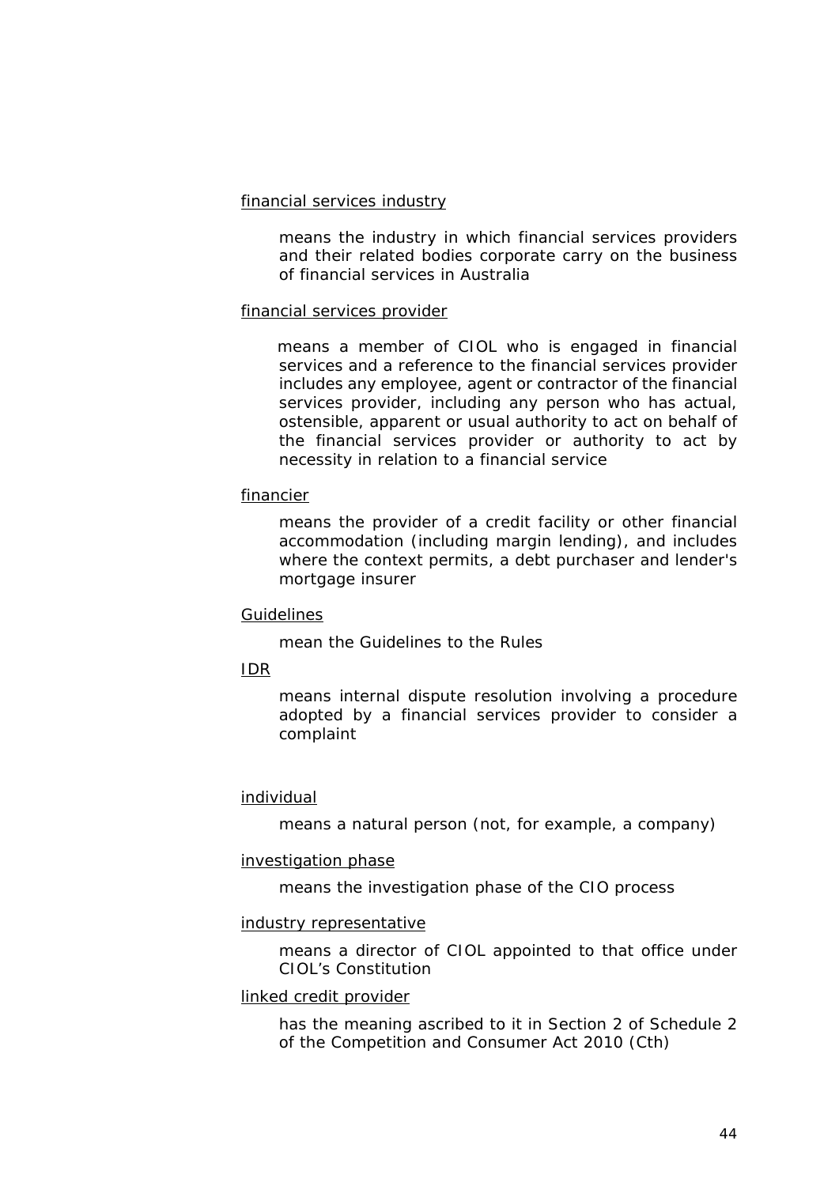<u>financial services industry</u>

means the industry in which financial services providers and their related bodies corporate carry on the business of financial services in Australia

<u>financial services provider</u>

means a member of CIOL who is engaged in financial services and a reference to the financial services provider includes any employee, agent or contractor of the financial services provider, including any person who has actual, ostensible, apparent or usual authority to act on behalf of the financial services provider or authority to act by necessity in relation to a financial service

<u>financier</u>

means the provider of a credit facility or other financial accommodation (including margin lending), and includes where the context permits, a debt purchaser and lender's mortgage insurer

<u>Guidelines</u>

mean the Guidelines to the Rules

<u>IDR</u>

means internal dispute resolution involving a procedure adopted by a financial services provider to consider a complaint

<u>individual</u>

means a natural person (not, for example, a company)

<u>investigation phase</u>

means the investigation phase of the CIO process

<u>industry representative</u>

means a director of CIOL appointed to that office under CIOL's Constitution

<u>linked credit provider</u>

has the meaning ascribed to it in Section 2 of Schedule 2 of the Competition and Consumer Act 2010 (Cth)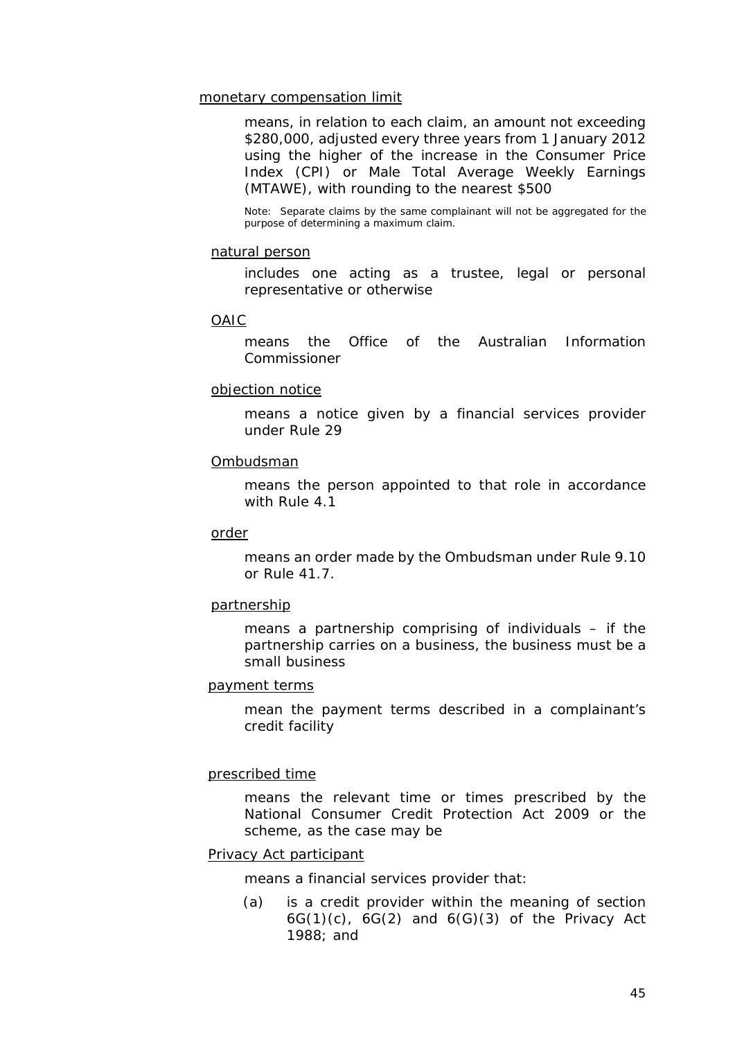monetary compensation limit

means, in relation to each claim, an amount not exceeding $280,000, adjusted every three years from 1 January 2012 using the higher of the increase in the Consumer Price Index (CPI) or Male Total Average Weekly Earnings (MTAWE), with rounding to the nearest $500

Note: Separate claims by the same complainant will not be aggregated for the purpose of determining a maximum claim.

natural person

includes one acting as a trustee, legal or personal representative or otherwise

OAIC

means the Office of the Australian Information Commissioner

objection notice

means a notice given by a financial services provider under Rule 29

Ombudsman

means the person appointed to that role in accordance with Rule 4.1

order

means an order made by the Ombudsman under Rule 9.10 or Rule 41.7.

partnership

means a partnership comprising of individuals – if the partnership carries on a business, the business must be a small business

payment terms

mean the payment terms described in a complainant's credit facility

prescribed time

means the relevant time or times prescribed by the National Consumer Credit Protection Act 2009 or the scheme, as the case may be

Privacy Act participant

means a financial services provider that:

(a) is a credit provider within the meaning of section 6G(1)(c), 6G(2) and 6(G)(3) of the Privacy Act 1988; and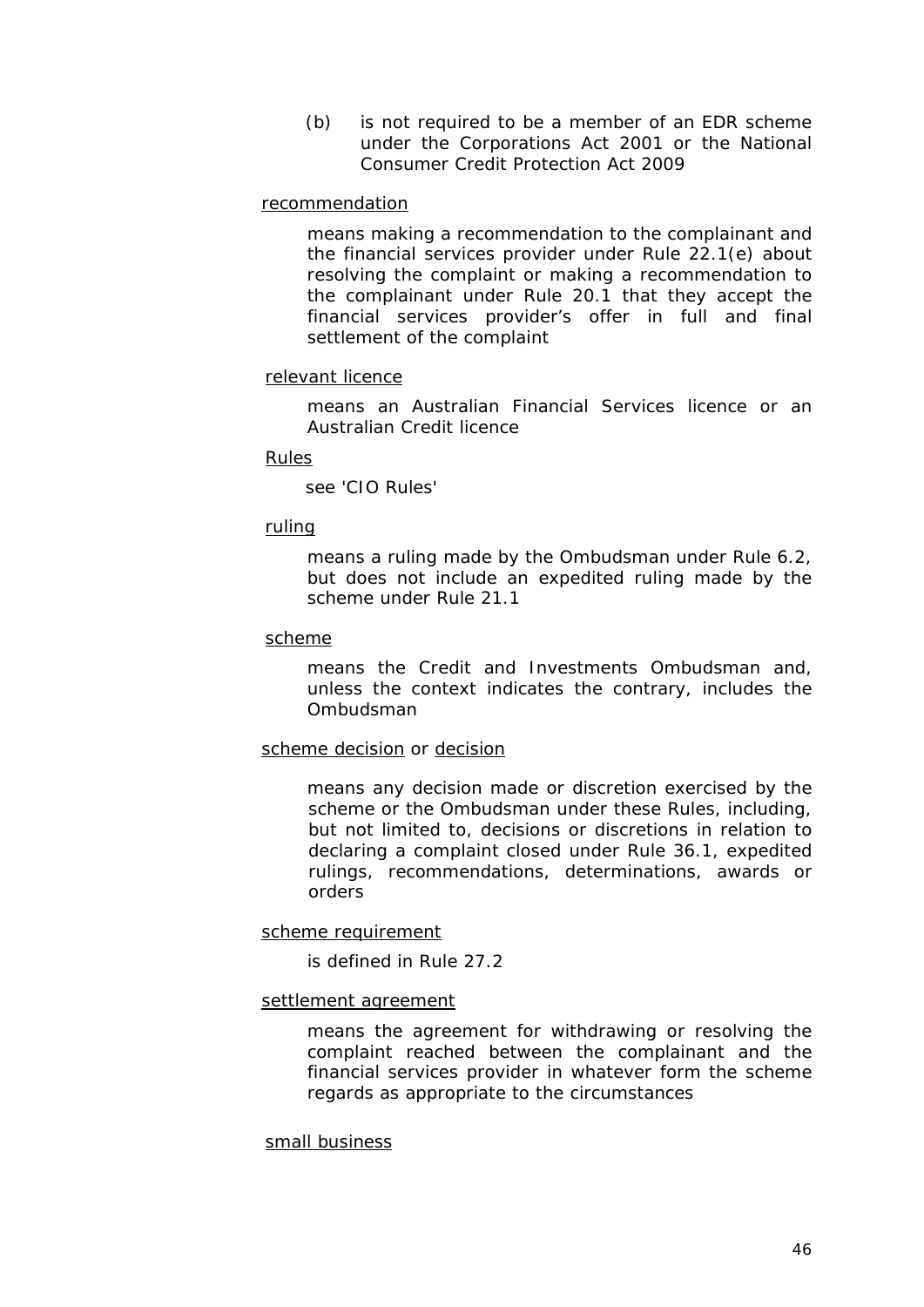(b) is not required to be a member of an EDR scheme under the Corporations Act 2001 or the National Consumer Credit Protection Act 2009

<u>recommendation</u>

means making a recommendation to the complainant and the financial services provider under Rule 22.1(e) about resolving the complaint or making a recommendation to the complainant under Rule 20.1 that they accept the financial services provider's offer in full and final settlement of the complaint

<u>relevant licence</u>

means an Australian Financial Services licence or an Australian Credit licence

<u>Rules</u>

see 'CIO Rules'

<u>ruling</u>

means a ruling made by the Ombudsman under Rule 6.2, but does not include an expedited ruling made by the scheme under Rule 21.1

<u>scheme</u>

means the Credit and Investments Ombudsman and, unless the context indicates the contrary, includes the Ombudsman

<u>scheme decision</u> or <u>decision</u>

means any decision made or discretion exercised by the scheme or the Ombudsman under these Rules, including, but not limited to, decisions or discretions in relation to declaring a complaint closed under Rule 36.1, expedited rulings, recommendations, determinations, awards or orders

<u>scheme requirement</u>

is defined in Rule 27.2

<u>settlement agreement</u>

means the agreement for withdrawing or resolving the complaint reached between the complainant and the financial services provider in whatever form the scheme regards as appropriate to the circumstances

<u>small business</u>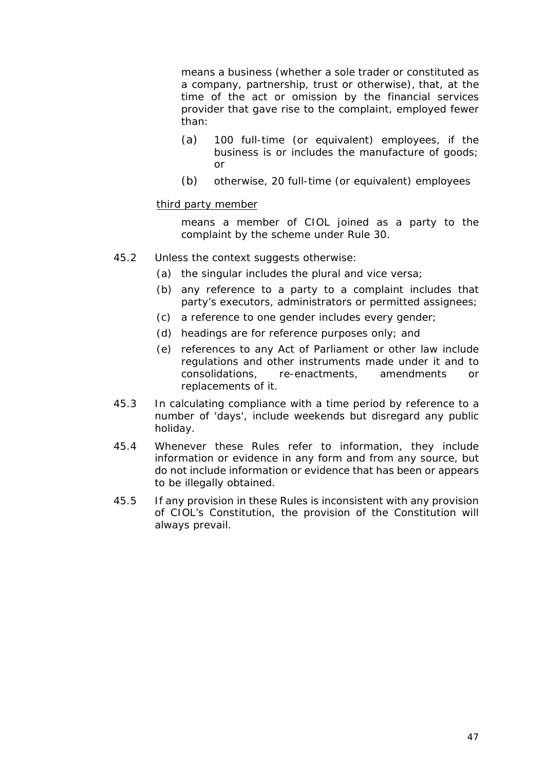means a business (whether a sole trader or constituted as a company, partnership, trust or otherwise), that, at the time of the act or omission by the financial services provider that gave rise to the complaint, employed fewer than:

(a) 100 full-time (or equivalent) employees, if the business is or includes the manufacture of goods; or

(b) otherwise, 20 full-time (or equivalent) employees

<u>third party member</u>

means a member of CIOL joined as a party to the complaint by the scheme under Rule 30.

45.2 Unless the context suggests otherwise:

(a) the singular includes the plural and vice versa;

(b) any reference to a party to a complaint includes that party's executors, administrators or permitted assignees;

(c) a reference to one gender includes every gender;

(d) headings are for reference purposes only; and

(e) references to any Act of Parliament or other law include regulations and other instruments made under it and to consolidations, re-enactments, amendments or replacements of it.

45.3 In calculating compliance with a time period by reference to a number of 'days', include weekends but disregard any public holiday.

45.4 Whenever these Rules refer to information, they include information or evidence in any form and from any source, but do not include information or evidence that has been or appears to be illegally obtained.

45.5 If any provision in these Rules is inconsistent with any provision of CIOL's Constitution, the provision of the Constitution will always prevail.